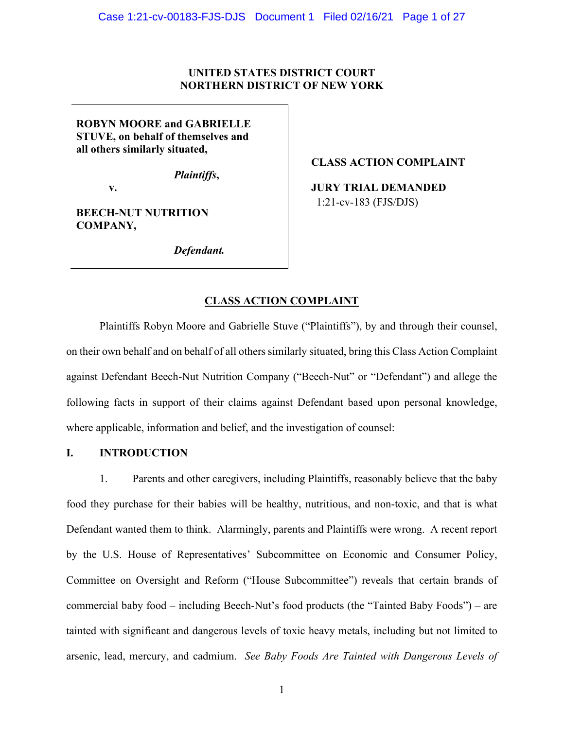**UNITED STATES DISTRICT COURT**
**NORTHERN DISTRICT OF NEW YORK**

| | |
|---|---|
| **ROBYN MOORE and GABRIELLE STUVE, on behalf of themselves and all others similarly situated,**<br><br>***Plaintiffs*,**<br><br>**v.**<br><br>**BEECH-NUT NUTRITION COMPANY,**<br><br>***Defendant.*** | **CLASS ACTION COMPLAINT**<br><br>**JURY TRIAL DEMANDED**<br>1:21-cv-183 (FJS/DJS) |

## CLASS ACTION COMPLAINT

Plaintiffs Robyn Moore and Gabrielle Stuve ("Plaintiffs"), by and through their counsel, on their own behalf and on behalf of all others similarly situated, bring this Class Action Complaint against Defendant Beech-Nut Nutrition Company ("Beech-Nut" or "Defendant") and allege the following facts in support of their claims against Defendant based upon personal knowledge, where applicable, information and belief, and the investigation of counsel:

## I. INTRODUCTION

1. Parents and other caregivers, including Plaintiffs, reasonably believe that the baby food they purchase for their babies will be healthy, nutritious, and non-toxic, and that is what Defendant wanted them to think. Alarmingly, parents and Plaintiffs were wrong. A recent report by the U.S. House of Representatives' Subcommittee on Economic and Consumer Policy, Committee on Oversight and Reform ("House Subcommittee") reveals that certain brands of commercial baby food – including Beech-Nut's food products (the "Tainted Baby Foods") – are tainted with significant and dangerous levels of toxic heavy metals, including but not limited to arsenic, lead, mercury, and cadmium. *See Baby Foods Are Tainted with Dangerous Levels of*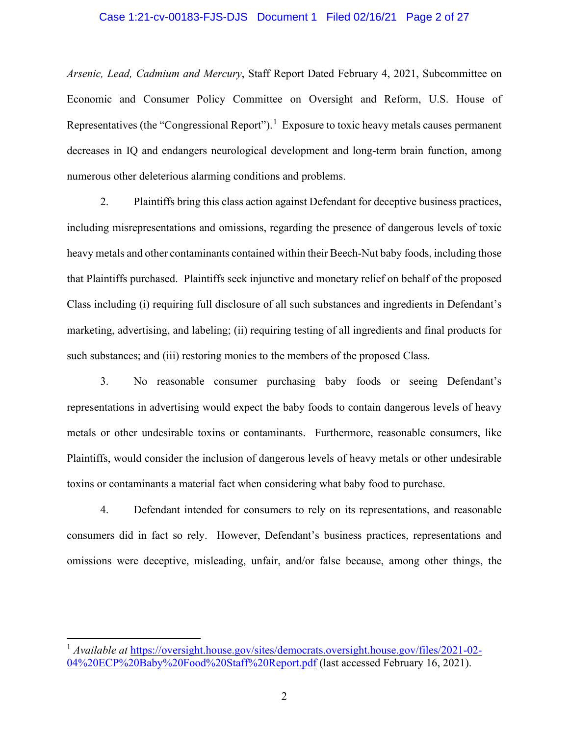*Arsenic, Lead, Cadmium and Mercury*, Staff Report Dated February 4, 2021, Subcommittee on Economic and Consumer Policy Committee on Oversight and Reform, U.S. House of Representatives (the "Congressional Report").[1] Exposure to toxic heavy metals causes permanent decreases in IQ and endangers neurological development and long-term brain function, among numerous other deleterious alarming conditions and problems.

2. Plaintiffs bring this class action against Defendant for deceptive business practices, including misrepresentations and omissions, regarding the presence of dangerous levels of toxic heavy metals and other contaminants contained within their Beech-Nut baby foods, including those that Plaintiffs purchased. Plaintiffs seek injunctive and monetary relief on behalf of the proposed Class including (i) requiring full disclosure of all such substances and ingredients in Defendant's marketing, advertising, and labeling; (ii) requiring testing of all ingredients and final products for such substances; and (iii) restoring monies to the members of the proposed Class.

3. No reasonable consumer purchasing baby foods or seeing Defendant's representations in advertising would expect the baby foods to contain dangerous levels of heavy metals or other undesirable toxins or contaminants. Furthermore, reasonable consumers, like Plaintiffs, would consider the inclusion of dangerous levels of heavy metals or other undesirable toxins or contaminants a material fact when considering what baby food to purchase.

4. Defendant intended for consumers to rely on its representations, and reasonable consumers did in fact so rely. However, Defendant's business practices, representations and omissions were deceptive, misleading, unfair, and/or false because, among other things, the

---

[1] *Available at* https://oversight.house.gov/sites/democrats.oversight.house.gov/files/2021-02-04%20ECP%20Baby%20Food%20Staff%20Report.pdf (last accessed February 16, 2021).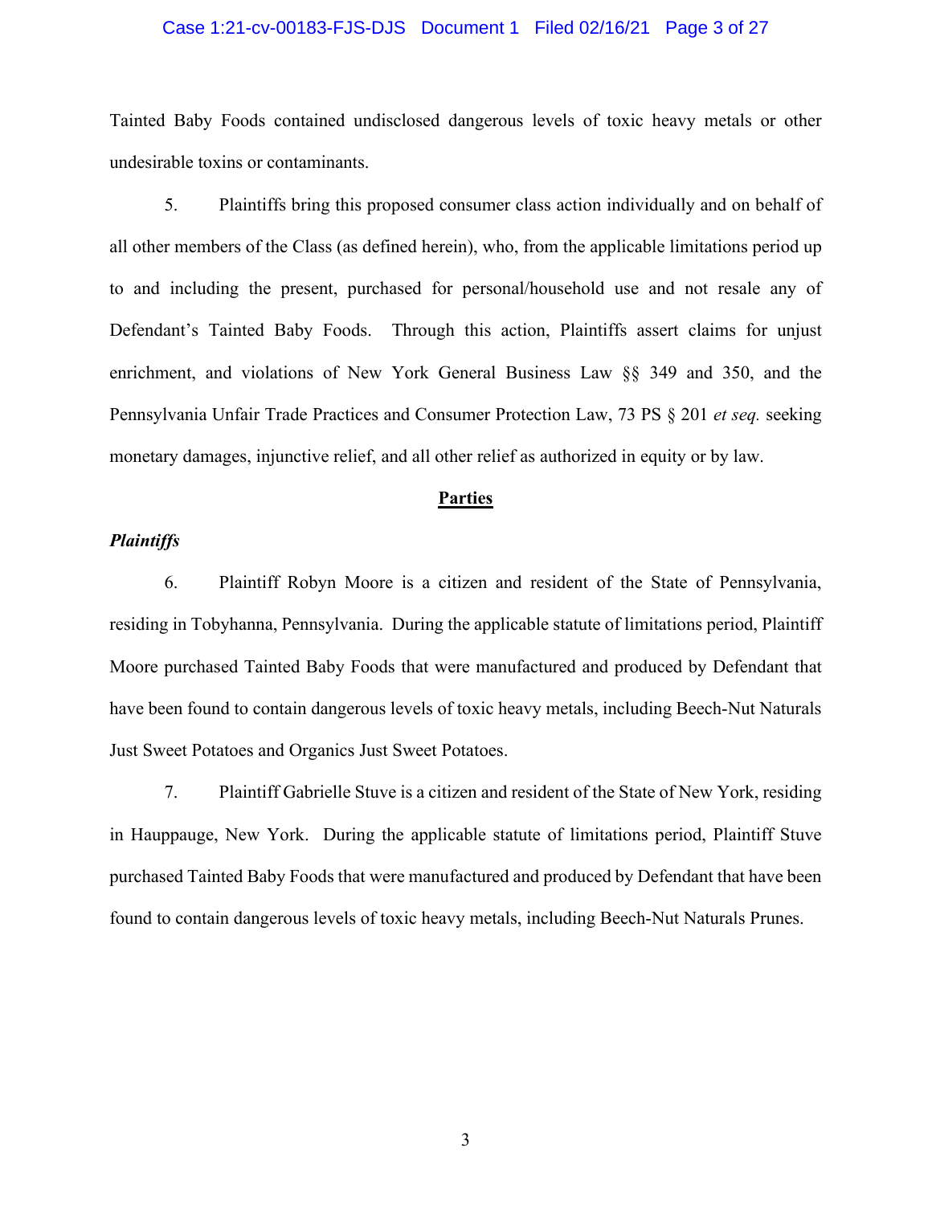Tainted Baby Foods contained undisclosed dangerous levels of toxic heavy metals or other undesirable toxins or contaminants.

5. Plaintiffs bring this proposed consumer class action individually and on behalf of all other members of the Class (as defined herein), who, from the applicable limitations period up to and including the present, purchased for personal/household use and not resale any of Defendant's Tainted Baby Foods. Through this action, Plaintiffs assert claims for unjust enrichment, and violations of New York General Business Law §§ 349 and 350, and the Pennsylvania Unfair Trade Practices and Consumer Protection Law, 73 PS § 201 *et seq.* seeking monetary damages, injunctive relief, and all other relief as authorized in equity or by law.

## Parties

### *Plaintiffs*

6. Plaintiff Robyn Moore is a citizen and resident of the State of Pennsylvania, residing in Tobyhanna, Pennsylvania. During the applicable statute of limitations period, Plaintiff Moore purchased Tainted Baby Foods that were manufactured and produced by Defendant that have been found to contain dangerous levels of toxic heavy metals, including Beech-Nut Naturals Just Sweet Potatoes and Organics Just Sweet Potatoes.

7. Plaintiff Gabrielle Stuve is a citizen and resident of the State of New York, residing in Hauppauge, New York. During the applicable statute of limitations period, Plaintiff Stuve purchased Tainted Baby Foods that were manufactured and produced by Defendant that have been found to contain dangerous levels of toxic heavy metals, including Beech-Nut Naturals Prunes.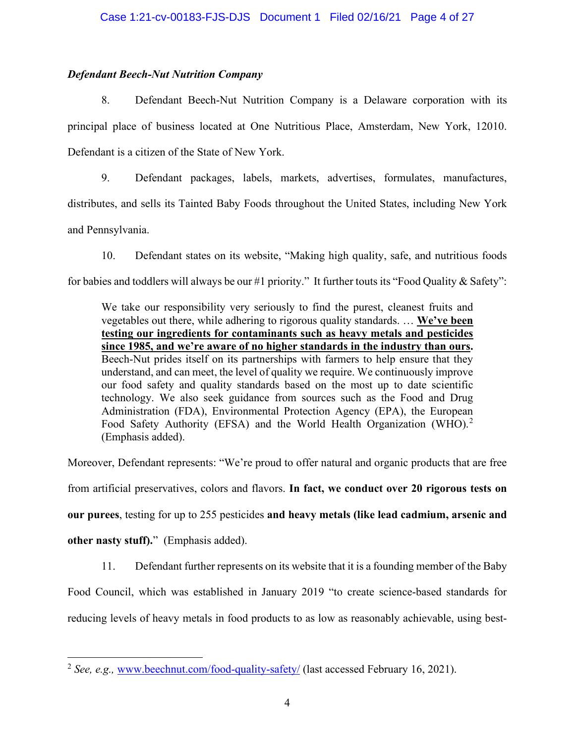***Defendant Beech-Nut Nutrition Company***

8. Defendant Beech-Nut Nutrition Company is a Delaware corporation with its principal place of business located at One Nutritious Place, Amsterdam, New York, 12010. Defendant is a citizen of the State of New York.

9. Defendant packages, labels, markets, advertises, formulates, manufactures, distributes, and sells its Tainted Baby Foods throughout the United States, including New York and Pennsylvania.

10. Defendant states on its website, "Making high quality, safe, and nutritious foods for babies and toddlers will always be our #1 priority." It further touts its "Food Quality & Safety":

> We take our responsibility very seriously to find the purest, cleanest fruits and vegetables out there, while adhering to rigorous quality standards. … <u>**We've been testing our ingredients for contaminants such as heavy metals and pesticides since 1985, and we're aware of no higher standards in the industry than ours**</u>. Beech-Nut prides itself on its partnerships with farmers to help ensure that they understand, and can meet, the level of quality we require. We continuously improve our food safety and quality standards based on the most up to date scientific technology. We also seek guidance from sources such as the Food and Drug Administration (FDA), Environmental Protection Agency (EPA), the European Food Safety Authority (EFSA) and the World Health Organization (WHO).[2] (Emphasis added).

Moreover, Defendant represents: "We're proud to offer natural and organic products that are free from artificial preservatives, colors and flavors. **In fact, we conduct over 20 rigorous tests on our purees**, testing for up to 255 pesticides **and heavy metals (like lead cadmium, arsenic and other nasty stuff).**" (Emphasis added).

11. Defendant further represents on its website that it is a founding member of the Baby Food Council, which was established in January 2019 "to create science-based standards for reducing levels of heavy metals in food products to as low as reasonably achievable, using best-

---

[2] *See, e.g.,* www.beechnut.com/food-quality-safety/ (last accessed February 16, 2021).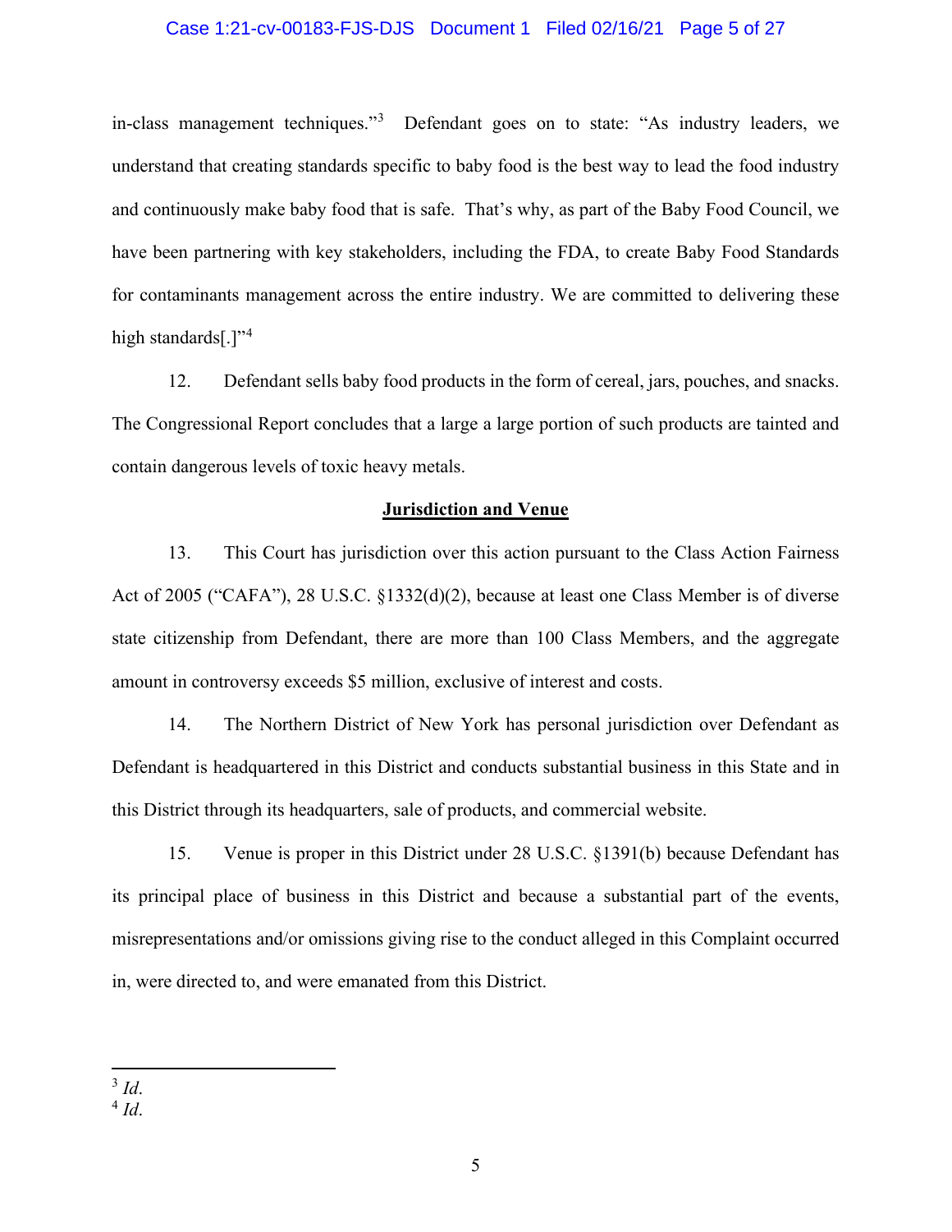in-class management techniques."[3] Defendant goes on to state: "As industry leaders, we understand that creating standards specific to baby food is the best way to lead the food industry and continuously make baby food that is safe. That's why, as part of the Baby Food Council, we have been partnering with key stakeholders, including the FDA, to create Baby Food Standards for contaminants management across the entire industry. We are committed to delivering these high standards[.]"[4]

12. Defendant sells baby food products in the form of cereal, jars, pouches, and snacks. The Congressional Report concludes that a large a large portion of such products are tainted and contain dangerous levels of toxic heavy metals.

**Jurisdiction and Venue**

13. This Court has jurisdiction over this action pursuant to the Class Action Fairness Act of 2005 ("CAFA"), 28 U.S.C. §1332(d)(2), because at least one Class Member is of diverse state citizenship from Defendant, there are more than 100 Class Members, and the aggregate amount in controversy exceeds $5 million, exclusive of interest and costs.

14. The Northern District of New York has personal jurisdiction over Defendant as Defendant is headquartered in this District and conducts substantial business in this State and in this District through its headquarters, sale of products, and commercial website.

15. Venue is proper in this District under 28 U.S.C. §1391(b) because Defendant has its principal place of business in this District and because a substantial part of the events, misrepresentations and/or omissions giving rise to the conduct alleged in this Complaint occurred in, were directed to, and were emanated from this District.

---

[3] *Id*.
[4] *Id*.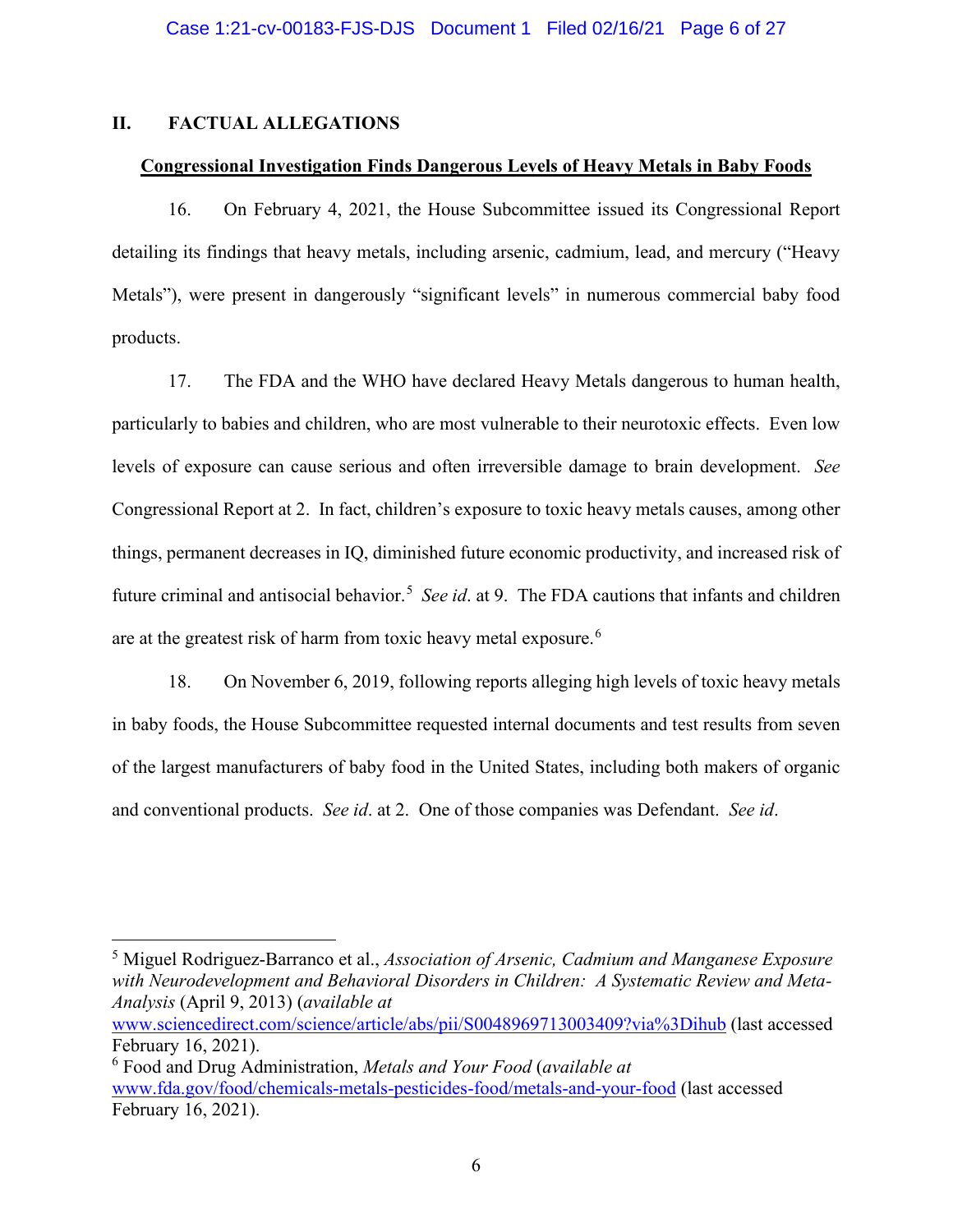## II. FACTUAL ALLEGATIONS

**Congressional Investigation Finds Dangerous Levels of Heavy Metals in Baby Foods**

16. On February 4, 2021, the House Subcommittee issued its Congressional Report detailing its findings that heavy metals, including arsenic, cadmium, lead, and mercury ("Heavy Metals"), were present in dangerously "significant levels" in numerous commercial baby food products.

17. The FDA and the WHO have declared Heavy Metals dangerous to human health, particularly to babies and children, who are most vulnerable to their neurotoxic effects. Even low levels of exposure can cause serious and often irreversible damage to brain development. *See* Congressional Report at 2. In fact, children's exposure to toxic heavy metals causes, among other things, permanent decreases in IQ, diminished future economic productivity, and increased risk of future criminal and antisocial behavior.[5] *See id*. at 9. The FDA cautions that infants and children are at the greatest risk of harm from toxic heavy metal exposure.[6]

18. On November 6, 2019, following reports alleging high levels of toxic heavy metals in baby foods, the House Subcommittee requested internal documents and test results from seven of the largest manufacturers of baby food in the United States, including both makers of organic and conventional products. *See id*. at 2. One of those companies was Defendant. *See id*.

---

[5] Miguel Rodriguez-Barranco et al., *Association of Arsenic, Cadmium and Manganese Exposure with Neurodevelopment and Behavioral Disorders in Children: A Systematic Review and Meta-Analysis* (April 9, 2013) (*available at* www.sciencedirect.com/science/article/abs/pii/S0048969713003409?via%3Dihub (last accessed February 16, 2021).

[6] Food and Drug Administration, *Metals and Your Food* (*available at* www.fda.gov/food/chemicals-metals-pesticides-food/metals-and-your-food (last accessed February 16, 2021).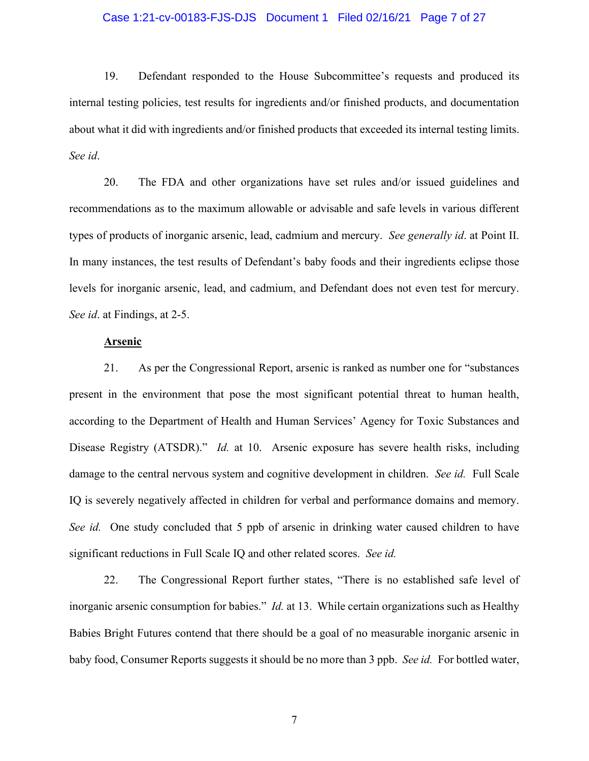19. Defendant responded to the House Subcommittee's requests and produced its internal testing policies, test results for ingredients and/or finished products, and documentation about what it did with ingredients and/or finished products that exceeded its internal testing limits. *See id*.

20. The FDA and other organizations have set rules and/or issued guidelines and recommendations as to the maximum allowable or advisable and safe levels in various different types of products of inorganic arsenic, lead, cadmium and mercury. *See generally id*. at Point II. In many instances, the test results of Defendant's baby foods and their ingredients eclipse those levels for inorganic arsenic, lead, and cadmium, and Defendant does not even test for mercury. *See id*. at Findings, at 2-5.

**Arsenic**

21. As per the Congressional Report, arsenic is ranked as number one for "substances present in the environment that pose the most significant potential threat to human health, according to the Department of Health and Human Services' Agency for Toxic Substances and Disease Registry (ATSDR)." *Id.* at 10. Arsenic exposure has severe health risks, including damage to the central nervous system and cognitive development in children. *See id.* Full Scale IQ is severely negatively affected in children for verbal and performance domains and memory. *See id.* One study concluded that 5 ppb of arsenic in drinking water caused children to have significant reductions in Full Scale IQ and other related scores. *See id.*

22. The Congressional Report further states, "There is no established safe level of inorganic arsenic consumption for babies." *Id.* at 13. While certain organizations such as Healthy Babies Bright Futures contend that there should be a goal of no measurable inorganic arsenic in baby food, Consumer Reports suggests it should be no more than 3 ppb. *See id.* For bottled water,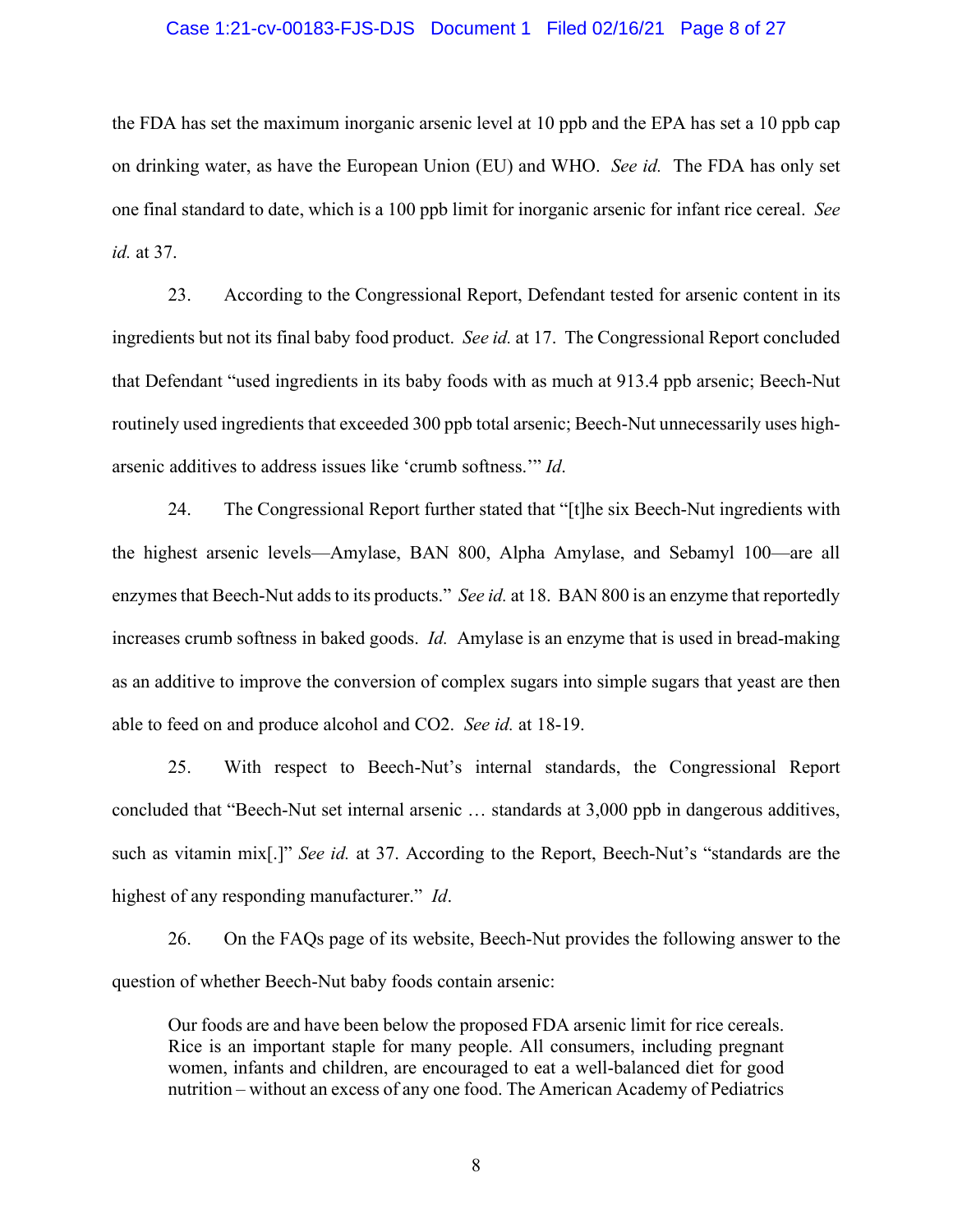the FDA has set the maximum inorganic arsenic level at 10 ppb and the EPA has set a 10 ppb cap on drinking water, as have the European Union (EU) and WHO. *See id.* The FDA has only set one final standard to date, which is a 100 ppb limit for inorganic arsenic for infant rice cereal. *See id.* at 37.

23. According to the Congressional Report, Defendant tested for arsenic content in its ingredients but not its final baby food product. *See id.* at 17. The Congressional Report concluded that Defendant "used ingredients in its baby foods with as much at 913.4 ppb arsenic; Beech-Nut routinely used ingredients that exceeded 300 ppb total arsenic; Beech-Nut unnecessarily uses high-arsenic additives to address issues like 'crumb softness.'" *Id*.

24. The Congressional Report further stated that "[t]he six Beech-Nut ingredients with the highest arsenic levels—Amylase, BAN 800, Alpha Amylase, and Sebamyl 100—are all enzymes that Beech-Nut adds to its products." *See id.* at 18. BAN 800 is an enzyme that reportedly increases crumb softness in baked goods. *Id.* Amylase is an enzyme that is used in bread-making as an additive to improve the conversion of complex sugars into simple sugars that yeast are then able to feed on and produce alcohol and CO2. *See id.* at 18-19.

25. With respect to Beech-Nut's internal standards, the Congressional Report concluded that "Beech-Nut set internal arsenic … standards at 3,000 ppb in dangerous additives, such as vitamin mix[.]" *See id.* at 37. According to the Report, Beech-Nut's "standards are the highest of any responding manufacturer." *Id*.

26. On the FAQs page of its website, Beech-Nut provides the following answer to the question of whether Beech-Nut baby foods contain arsenic:

> Our foods are and have been below the proposed FDA arsenic limit for rice cereals. Rice is an important staple for many people. All consumers, including pregnant women, infants and children, are encouraged to eat a well-balanced diet for good nutrition – without an excess of any one food. The American Academy of Pediatrics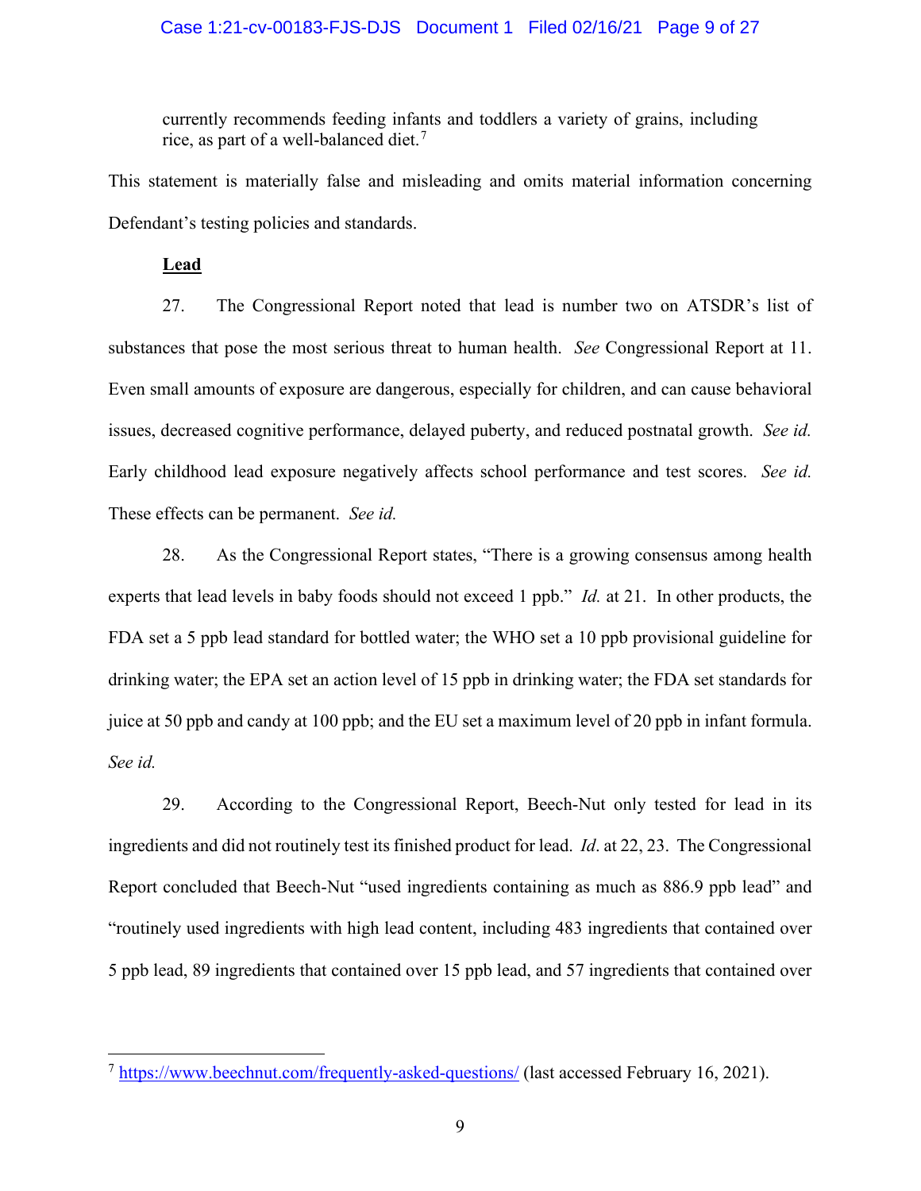currently recommends feeding infants and toddlers a variety of grains, including rice, as part of a well-balanced diet.[7]

This statement is materially false and misleading and omits material information concerning Defendant's testing policies and standards.

**Lead**

27. The Congressional Report noted that lead is number two on ATSDR's list of substances that pose the most serious threat to human health. *See* Congressional Report at 11. Even small amounts of exposure are dangerous, especially for children, and can cause behavioral issues, decreased cognitive performance, delayed puberty, and reduced postnatal growth. *See id.* Early childhood lead exposure negatively affects school performance and test scores. *See id.* These effects can be permanent. *See id.*

28. As the Congressional Report states, "There is a growing consensus among health experts that lead levels in baby foods should not exceed 1 ppb." *Id.* at 21. In other products, the FDA set a 5 ppb lead standard for bottled water; the WHO set a 10 ppb provisional guideline for drinking water; the EPA set an action level of 15 ppb in drinking water; the FDA set standards for juice at 50 ppb and candy at 100 ppb; and the EU set a maximum level of 20 ppb in infant formula. *See id.*

29. According to the Congressional Report, Beech-Nut only tested for lead in its ingredients and did not routinely test its finished product for lead. *Id*. at 22, 23. The Congressional Report concluded that Beech-Nut "used ingredients containing as much as 886.9 ppb lead" and "routinely used ingredients with high lead content, including 483 ingredients that contained over 5 ppb lead, 89 ingredients that contained over 15 ppb lead, and 57 ingredients that contained over

---

[7] https://www.beechnut.com/frequently-asked-questions/ (last accessed February 16, 2021).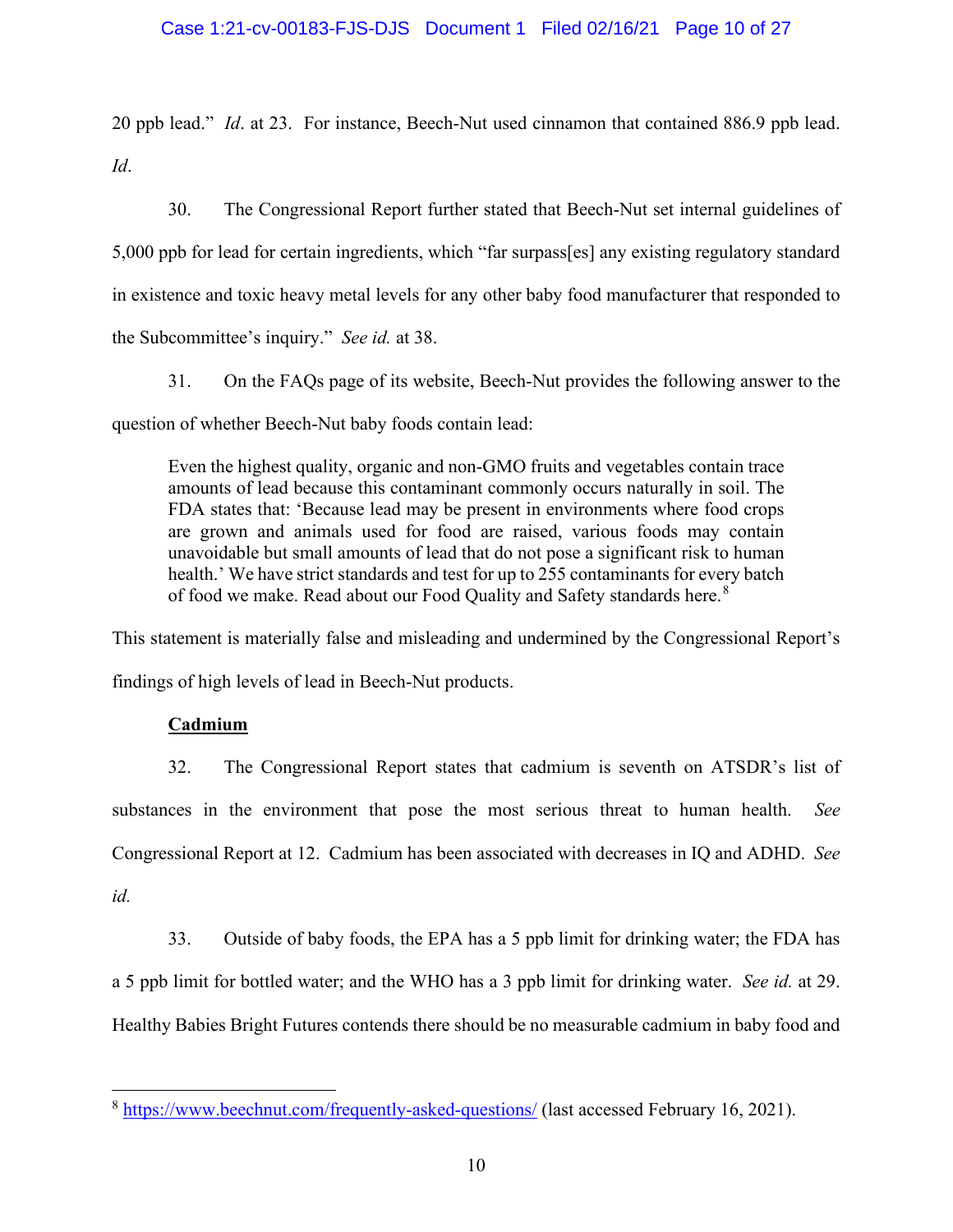20 ppb lead." *Id*. at 23. For instance, Beech-Nut used cinnamon that contained 886.9 ppb lead. *Id*.

30. The Congressional Report further stated that Beech-Nut set internal guidelines of 5,000 ppb for lead for certain ingredients, which "far surpass[es] any existing regulatory standard in existence and toxic heavy metal levels for any other baby food manufacturer that responded to the Subcommittee's inquiry." *See id.* at 38.

31. On the FAQs page of its website, Beech-Nut provides the following answer to the question of whether Beech-Nut baby foods contain lead:

> Even the highest quality, organic and non-GMO fruits and vegetables contain trace amounts of lead because this contaminant commonly occurs naturally in soil. The FDA states that: 'Because lead may be present in environments where food crops are grown and animals used for food are raised, various foods may contain unavoidable but small amounts of lead that do not pose a significant risk to human health.' We have strict standards and test for up to 255 contaminants for every batch of food we make. Read about our Food Quality and Safety standards here.[8]

This statement is materially false and misleading and undermined by the Congressional Report's findings of high levels of lead in Beech-Nut products.

**Cadmium**

32. The Congressional Report states that cadmium is seventh on ATSDR's list of substances in the environment that pose the most serious threat to human health. *See* Congressional Report at 12. Cadmium has been associated with decreases in IQ and ADHD. *See id.*

33. Outside of baby foods, the EPA has a 5 ppb limit for drinking water; the FDA has a 5 ppb limit for bottled water; and the WHO has a 3 ppb limit for drinking water. *See id.* at 29. Healthy Babies Bright Futures contends there should be no measurable cadmium in baby food and

---

[8] https://www.beechnut.com/frequently-asked-questions/ (last accessed February 16, 2021).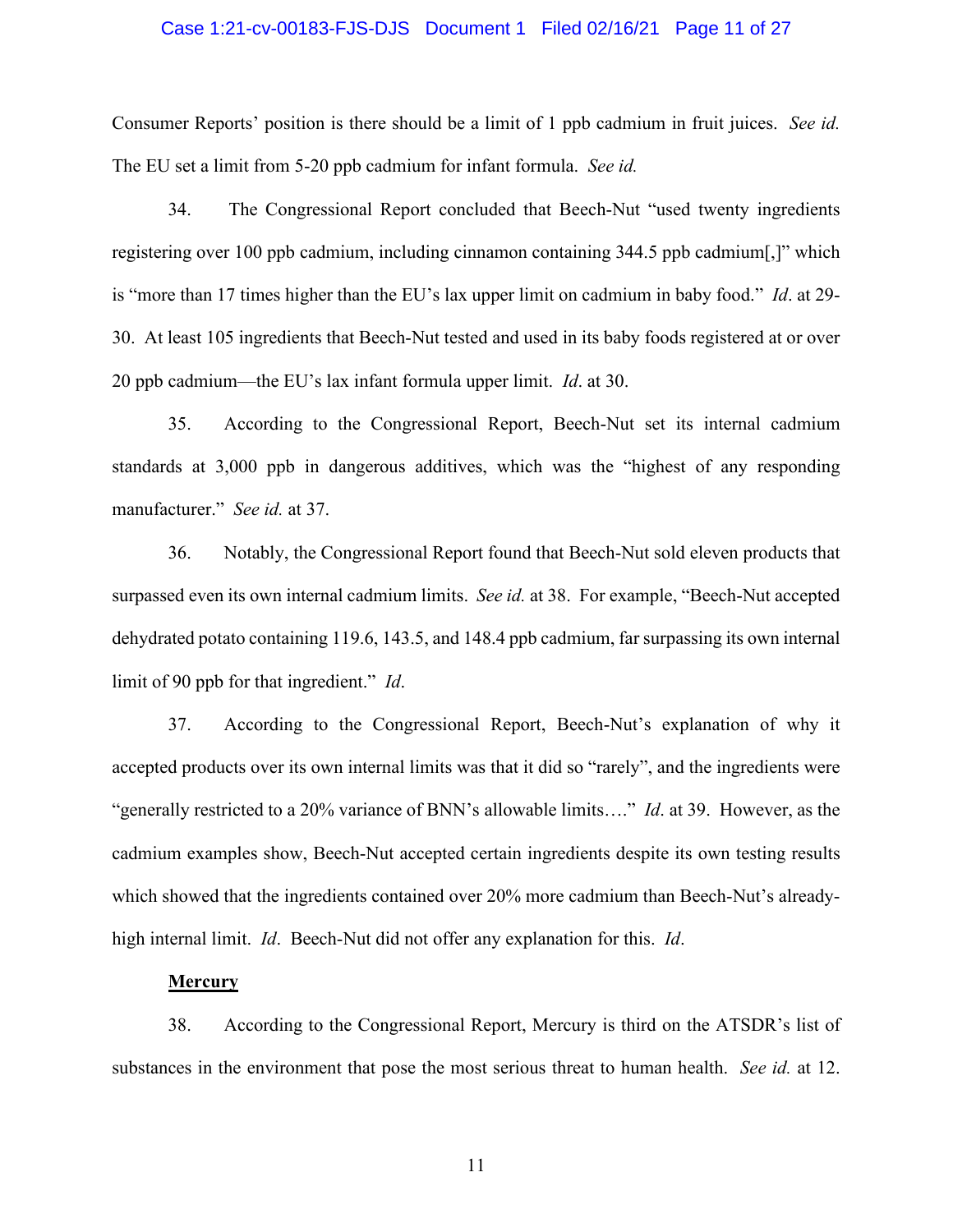Consumer Reports' position is there should be a limit of 1 ppb cadmium in fruit juices. *See id.* The EU set a limit from 5-20 ppb cadmium for infant formula. *See id.*

34. The Congressional Report concluded that Beech-Nut "used twenty ingredients registering over 100 ppb cadmium, including cinnamon containing 344.5 ppb cadmium[,]" which is "more than 17 times higher than the EU's lax upper limit on cadmium in baby food." *Id*. at 29-30. At least 105 ingredients that Beech-Nut tested and used in its baby foods registered at or over 20 ppb cadmium—the EU's lax infant formula upper limit. *Id*. at 30.

35. According to the Congressional Report, Beech-Nut set its internal cadmium standards at 3,000 ppb in dangerous additives, which was the "highest of any responding manufacturer." *See id.* at 37.

36. Notably, the Congressional Report found that Beech-Nut sold eleven products that surpassed even its own internal cadmium limits. *See id.* at 38. For example, "Beech-Nut accepted dehydrated potato containing 119.6, 143.5, and 148.4 ppb cadmium, far surpassing its own internal limit of 90 ppb for that ingredient." *Id*.

37. According to the Congressional Report, Beech-Nut's explanation of why it accepted products over its own internal limits was that it did so "rarely", and the ingredients were "generally restricted to a 20% variance of BNN's allowable limits…." *Id*. at 39. However, as the cadmium examples show, Beech-Nut accepted certain ingredients despite its own testing results which showed that the ingredients contained over 20% more cadmium than Beech-Nut's already-high internal limit. *Id*. Beech-Nut did not offer any explanation for this. *Id*.

**<u>Mercury</u>**

38. According to the Congressional Report, Mercury is third on the ATSDR's list of substances in the environment that pose the most serious threat to human health. *See id.* at 12.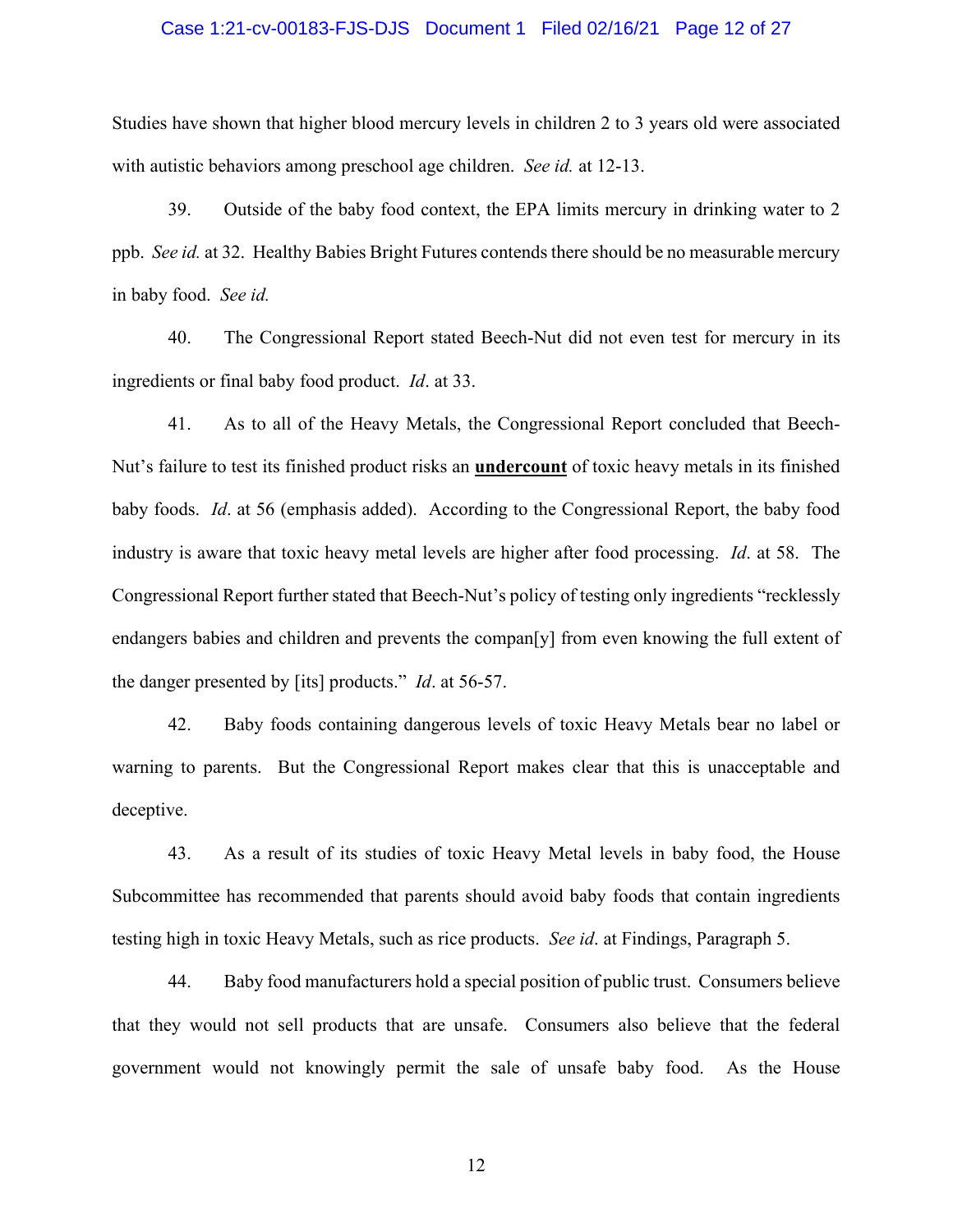Studies have shown that higher blood mercury levels in children 2 to 3 years old were associated with autistic behaviors among preschool age children. *See id.* at 12-13.

39. Outside of the baby food context, the EPA limits mercury in drinking water to 2 ppb. *See id.* at 32. Healthy Babies Bright Futures contends there should be no measurable mercury in baby food. *See id.*

40. The Congressional Report stated Beech-Nut did not even test for mercury in its ingredients or final baby food product. *Id*. at 33.

41. As to all of the Heavy Metals, the Congressional Report concluded that Beech-Nut's failure to test its finished product risks an **<u>undercount</u>** of toxic heavy metals in its finished baby foods. *Id*. at 56 (emphasis added). According to the Congressional Report, the baby food industry is aware that toxic heavy metal levels are higher after food processing. *Id*. at 58. The Congressional Report further stated that Beech-Nut's policy of testing only ingredients "recklessly endangers babies and children and prevents the compan[y] from even knowing the full extent of the danger presented by [its] products." *Id*. at 56-57.

42. Baby foods containing dangerous levels of toxic Heavy Metals bear no label or warning to parents. But the Congressional Report makes clear that this is unacceptable and deceptive.

43. As a result of its studies of toxic Heavy Metal levels in baby food, the House Subcommittee has recommended that parents should avoid baby foods that contain ingredients testing high in toxic Heavy Metals, such as rice products. *See id*. at Findings, Paragraph 5.

44. Baby food manufacturers hold a special position of public trust. Consumers believe that they would not sell products that are unsafe. Consumers also believe that the federal government would not knowingly permit the sale of unsafe baby food. As the House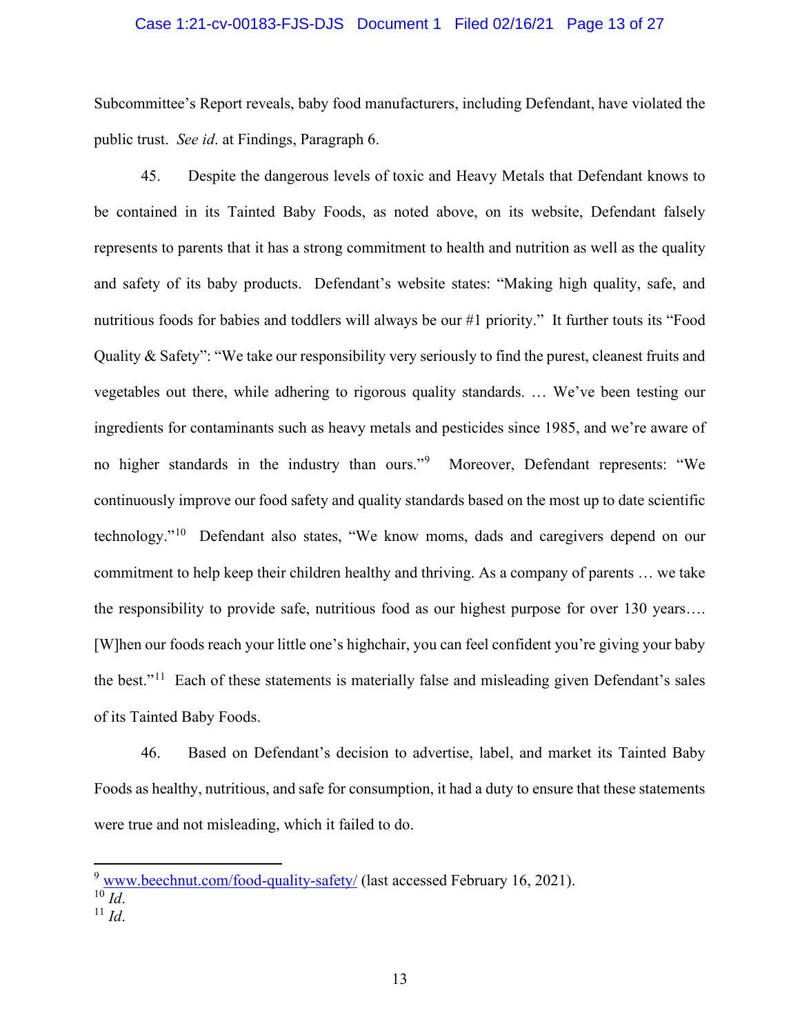Subcommittee's Report reveals, baby food manufacturers, including Defendant, have violated the public trust. *See id*. at Findings, Paragraph 6.

45. Despite the dangerous levels of toxic and Heavy Metals that Defendant knows to be contained in its Tainted Baby Foods, as noted above, on its website, Defendant falsely represents to parents that it has a strong commitment to health and nutrition as well as the quality and safety of its baby products. Defendant's website states: "Making high quality, safe, and nutritious foods for babies and toddlers will always be our #1 priority." It further touts its "Food Quality & Safety": "We take our responsibility very seriously to find the purest, cleanest fruits and vegetables out there, while adhering to rigorous quality standards. … We've been testing our ingredients for contaminants such as heavy metals and pesticides since 1985, and we're aware of no higher standards in the industry than ours."[9] Moreover, Defendant represents: "We continuously improve our food safety and quality standards based on the most up to date scientific technology."[10] Defendant also states, "We know moms, dads and caregivers depend on our commitment to help keep their children healthy and thriving. As a company of parents … we take the responsibility to provide safe, nutritious food as our highest purpose for over 130 years…. [W]hen our foods reach your little one's highchair, you can feel confident you're giving your baby the best."[11] Each of these statements is materially false and misleading given Defendant's sales of its Tainted Baby Foods.

46. Based on Defendant's decision to advertise, label, and market its Tainted Baby Foods as healthy, nutritious, and safe for consumption, it had a duty to ensure that these statements were true and not misleading, which it failed to do.

---

[9] www.beechnut.com/food-quality-safety/ (last accessed February 16, 2021).

[10] *Id*.

[11] *Id*.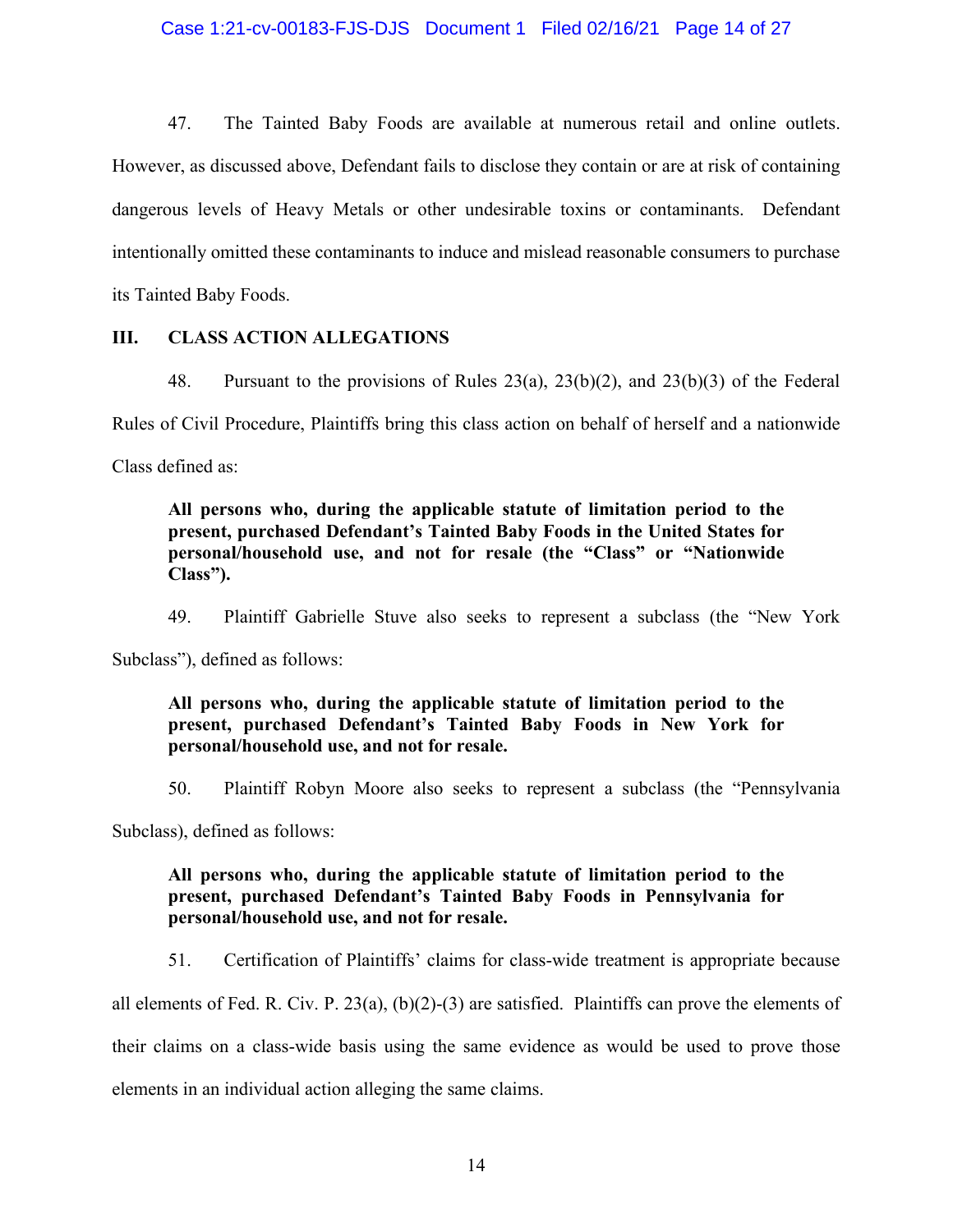47. The Tainted Baby Foods are available at numerous retail and online outlets. However, as discussed above, Defendant fails to disclose they contain or are at risk of containing dangerous levels of Heavy Metals or other undesirable toxins or contaminants. Defendant intentionally omitted these contaminants to induce and mislead reasonable consumers to purchase its Tainted Baby Foods.

## III. CLASS ACTION ALLEGATIONS

48. Pursuant to the provisions of Rules 23(a), 23(b)(2), and 23(b)(3) of the Federal Rules of Civil Procedure, Plaintiffs bring this class action on behalf of herself and a nationwide Class defined as:

> **All persons who, during the applicable statute of limitation period to the present, purchased Defendant's Tainted Baby Foods in the United States for personal/household use, and not for resale (the "Class" or "Nationwide Class").**

49. Plaintiff Gabrielle Stuve also seeks to represent a subclass (the "New York Subclass"), defined as follows:

> **All persons who, during the applicable statute of limitation period to the present, purchased Defendant's Tainted Baby Foods in New York for personal/household use, and not for resale.**

50. Plaintiff Robyn Moore also seeks to represent a subclass (the "Pennsylvania Subclass), defined as follows:

> **All persons who, during the applicable statute of limitation period to the present, purchased Defendant's Tainted Baby Foods in Pennsylvania for personal/household use, and not for resale.**

51. Certification of Plaintiffs' claims for class-wide treatment is appropriate because all elements of Fed. R. Civ. P. 23(a), (b)(2)-(3) are satisfied. Plaintiffs can prove the elements of their claims on a class-wide basis using the same evidence as would be used to prove those elements in an individual action alleging the same claims.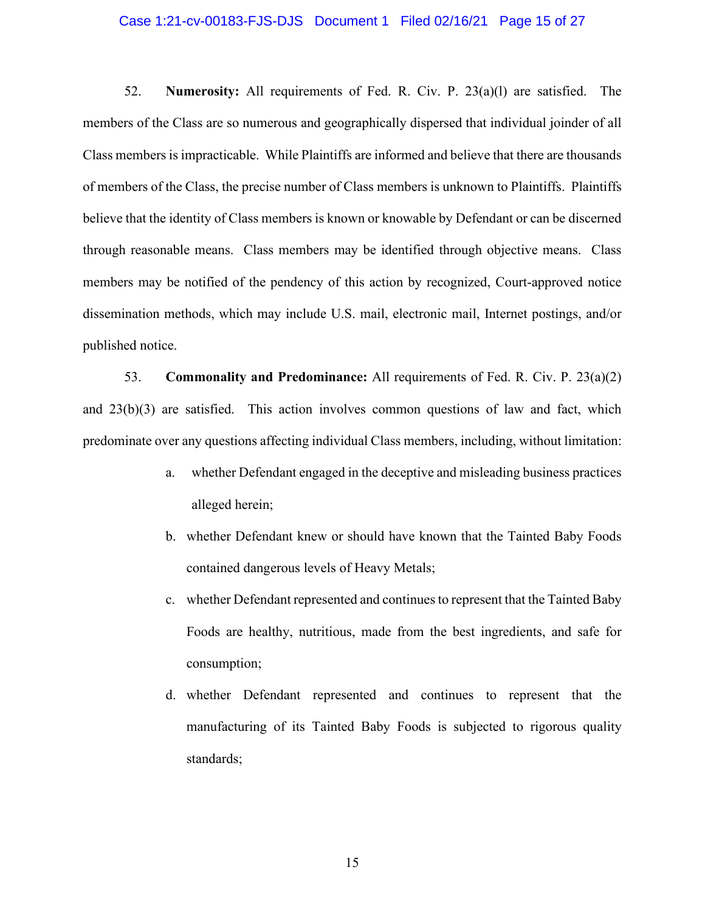52. **Numerosity:** All requirements of Fed. R. Civ. P. 23(a)(l) are satisfied. The members of the Class are so numerous and geographically dispersed that individual joinder of all Class members is impracticable. While Plaintiffs are informed and believe that there are thousands of members of the Class, the precise number of Class members is unknown to Plaintiffs. Plaintiffs believe that the identity of Class members is known or knowable by Defendant or can be discerned through reasonable means. Class members may be identified through objective means. Class members may be notified of the pendency of this action by recognized, Court-approved notice dissemination methods, which may include U.S. mail, electronic mail, Internet postings, and/or published notice.

53. **Commonality and Predominance:** All requirements of Fed. R. Civ. P. 23(a)(2) and 23(b)(3) are satisfied. This action involves common questions of law and fact, which predominate over any questions affecting individual Class members, including, without limitation:

a. whether Defendant engaged in the deceptive and misleading business practices alleged herein;

b. whether Defendant knew or should have known that the Tainted Baby Foods contained dangerous levels of Heavy Metals;

c. whether Defendant represented and continues to represent that the Tainted Baby Foods are healthy, nutritious, made from the best ingredients, and safe for consumption;

d. whether Defendant represented and continues to represent that the manufacturing of its Tainted Baby Foods is subjected to rigorous quality standards;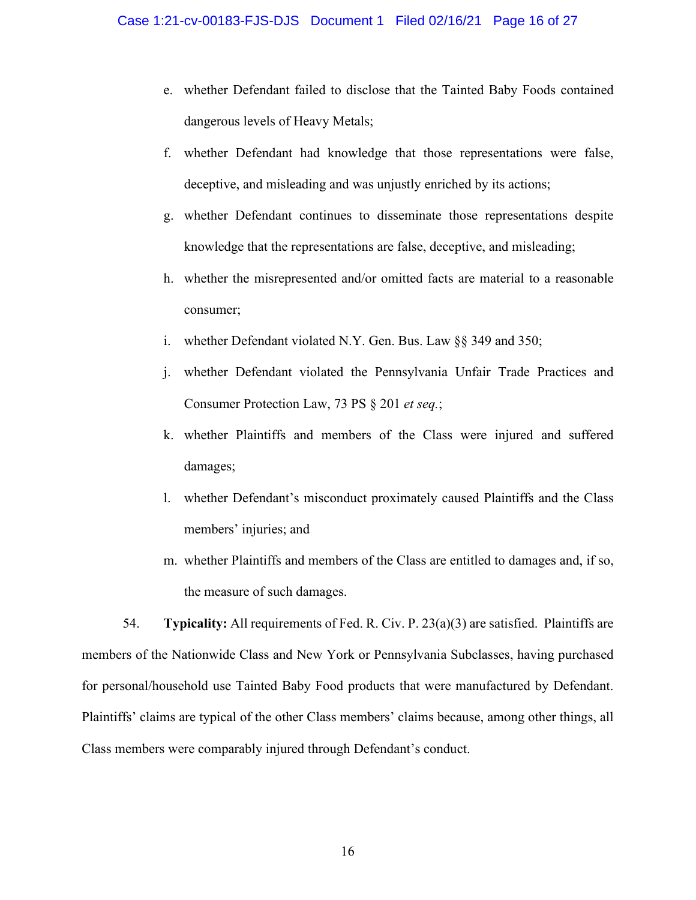e. whether Defendant failed to disclose that the Tainted Baby Foods contained dangerous levels of Heavy Metals;

f. whether Defendant had knowledge that those representations were false, deceptive, and misleading and was unjustly enriched by its actions;

g. whether Defendant continues to disseminate those representations despite knowledge that the representations are false, deceptive, and misleading;

h. whether the misrepresented and/or omitted facts are material to a reasonable consumer;

i. whether Defendant violated N.Y. Gen. Bus. Law §§ 349 and 350;

j. whether Defendant violated the Pennsylvania Unfair Trade Practices and Consumer Protection Law, 73 PS § 201 *et seq.*;

k. whether Plaintiffs and members of the Class were injured and suffered damages;

l. whether Defendant's misconduct proximately caused Plaintiffs and the Class members' injuries; and

m. whether Plaintiffs and members of the Class are entitled to damages and, if so, the measure of such damages.

54. **Typicality:** All requirements of Fed. R. Civ. P. 23(a)(3) are satisfied. Plaintiffs are members of the Nationwide Class and New York or Pennsylvania Subclasses, having purchased for personal/household use Tainted Baby Food products that were manufactured by Defendant. Plaintiffs' claims are typical of the other Class members' claims because, among other things, all Class members were comparably injured through Defendant's conduct.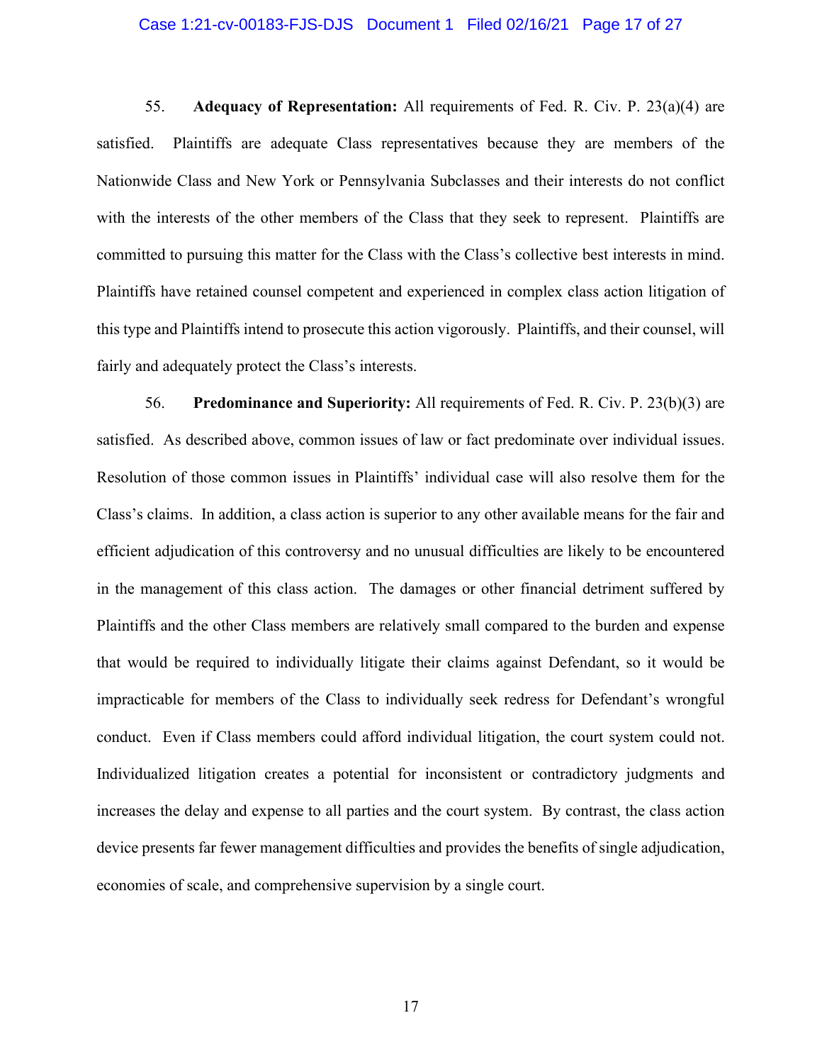55. **Adequacy of Representation:** All requirements of Fed. R. Civ. P. 23(a)(4) are satisfied. Plaintiffs are adequate Class representatives because they are members of the Nationwide Class and New York or Pennsylvania Subclasses and their interests do not conflict with the interests of the other members of the Class that they seek to represent. Plaintiffs are committed to pursuing this matter for the Class with the Class's collective best interests in mind. Plaintiffs have retained counsel competent and experienced in complex class action litigation of this type and Plaintiffs intend to prosecute this action vigorously. Plaintiffs, and their counsel, will fairly and adequately protect the Class's interests.

56. **Predominance and Superiority:** All requirements of Fed. R. Civ. P. 23(b)(3) are satisfied. As described above, common issues of law or fact predominate over individual issues. Resolution of those common issues in Plaintiffs' individual case will also resolve them for the Class's claims. In addition, a class action is superior to any other available means for the fair and efficient adjudication of this controversy and no unusual difficulties are likely to be encountered in the management of this class action. The damages or other financial detriment suffered by Plaintiffs and the other Class members are relatively small compared to the burden and expense that would be required to individually litigate their claims against Defendant, so it would be impracticable for members of the Class to individually seek redress for Defendant's wrongful conduct. Even if Class members could afford individual litigation, the court system could not. Individualized litigation creates a potential for inconsistent or contradictory judgments and increases the delay and expense to all parties and the court system. By contrast, the class action device presents far fewer management difficulties and provides the benefits of single adjudication, economies of scale, and comprehensive supervision by a single court.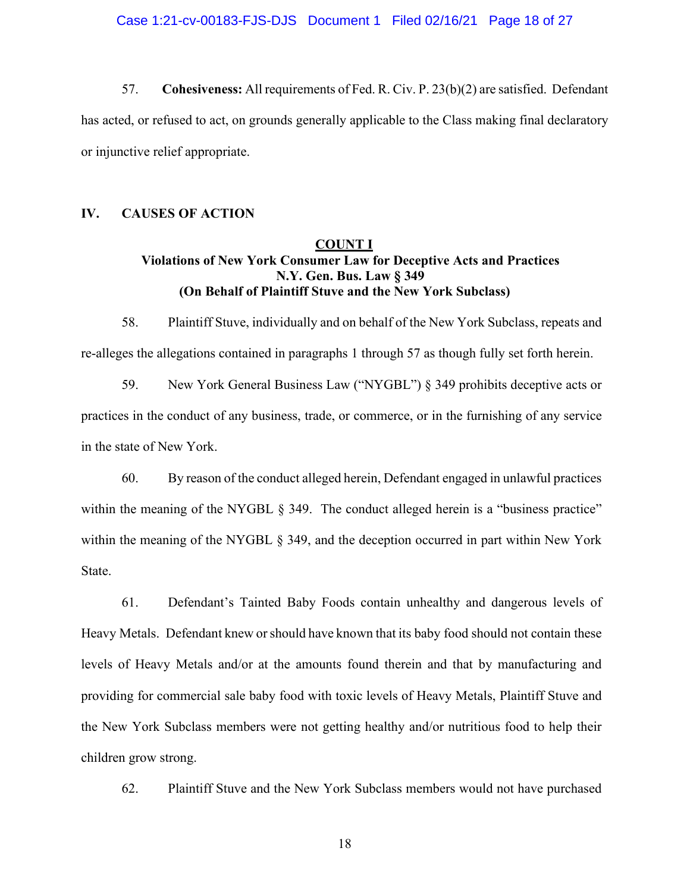57. **Cohesiveness:** All requirements of Fed. R. Civ. P. 23(b)(2) are satisfied. Defendant has acted, or refused to act, on grounds generally applicable to the Class making final declaratory or injunctive relief appropriate.

## IV. CAUSES OF ACTION

### COUNT I
**Violations of New York Consumer Law for Deceptive Acts and Practices**
**N.Y. Gen. Bus. Law § 349**
**(On Behalf of Plaintiff Stuve and the New York Subclass)**

58. Plaintiff Stuve, individually and on behalf of the New York Subclass, repeats and re-alleges the allegations contained in paragraphs 1 through 57 as though fully set forth herein.

59. New York General Business Law ("NYGBL") § 349 prohibits deceptive acts or practices in the conduct of any business, trade, or commerce, or in the furnishing of any service in the state of New York.

60. By reason of the conduct alleged herein, Defendant engaged in unlawful practices within the meaning of the NYGBL § 349. The conduct alleged herein is a "business practice" within the meaning of the NYGBL § 349, and the deception occurred in part within New York State.

61. Defendant's Tainted Baby Foods contain unhealthy and dangerous levels of Heavy Metals. Defendant knew or should have known that its baby food should not contain these levels of Heavy Metals and/or at the amounts found therein and that by manufacturing and providing for commercial sale baby food with toxic levels of Heavy Metals, Plaintiff Stuve and the New York Subclass members were not getting healthy and/or nutritious food to help their children grow strong.

62. Plaintiff Stuve and the New York Subclass members would not have purchased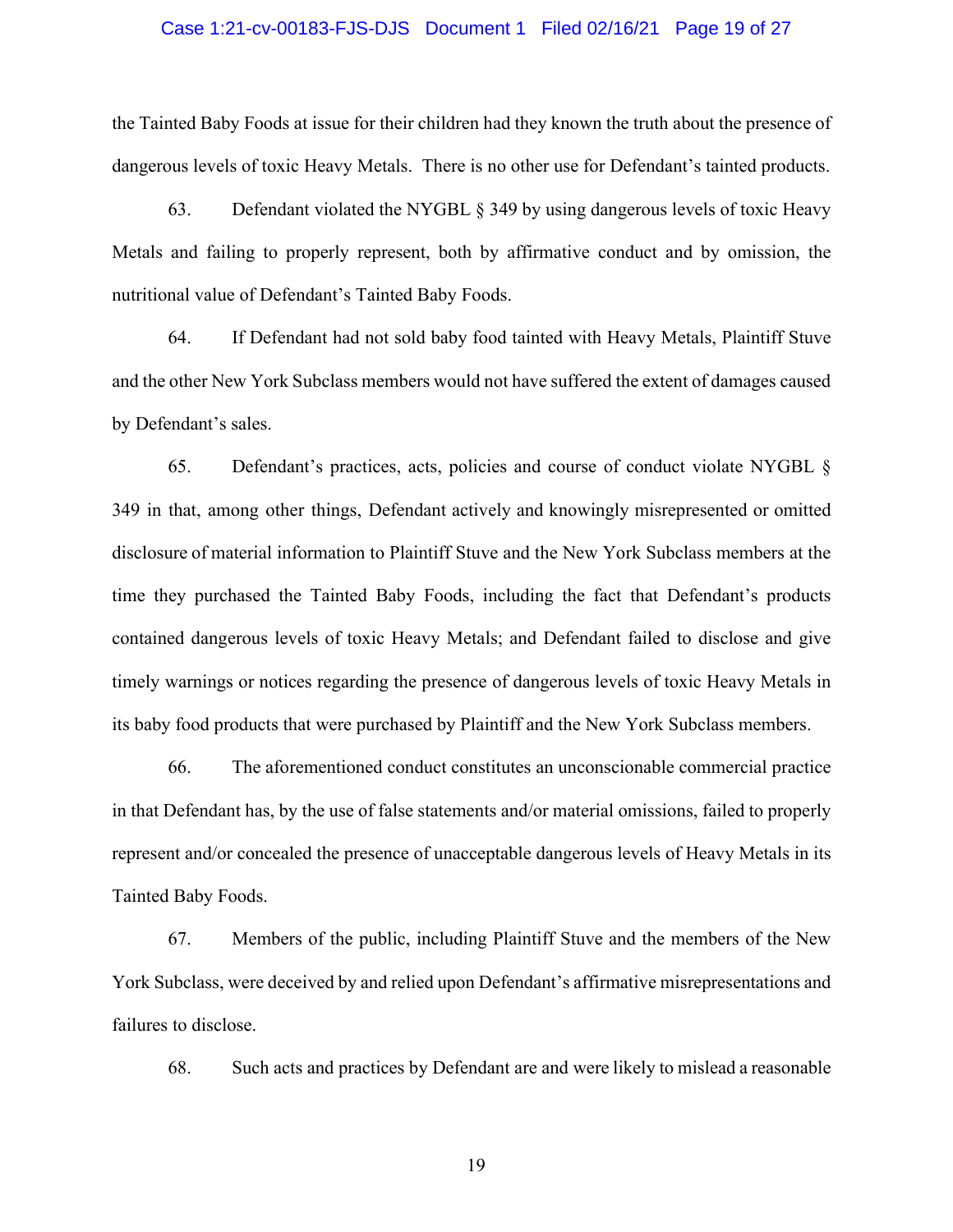the Tainted Baby Foods at issue for their children had they known the truth about the presence of dangerous levels of toxic Heavy Metals. There is no other use for Defendant's tainted products.

63. Defendant violated the NYGBL § 349 by using dangerous levels of toxic Heavy Metals and failing to properly represent, both by affirmative conduct and by omission, the nutritional value of Defendant's Tainted Baby Foods.

64. If Defendant had not sold baby food tainted with Heavy Metals, Plaintiff Stuve and the other New York Subclass members would not have suffered the extent of damages caused by Defendant's sales.

65. Defendant's practices, acts, policies and course of conduct violate NYGBL § 349 in that, among other things, Defendant actively and knowingly misrepresented or omitted disclosure of material information to Plaintiff Stuve and the New York Subclass members at the time they purchased the Tainted Baby Foods, including the fact that Defendant's products contained dangerous levels of toxic Heavy Metals; and Defendant failed to disclose and give timely warnings or notices regarding the presence of dangerous levels of toxic Heavy Metals in its baby food products that were purchased by Plaintiff and the New York Subclass members.

66. The aforementioned conduct constitutes an unconscionable commercial practice in that Defendant has, by the use of false statements and/or material omissions, failed to properly represent and/or concealed the presence of unacceptable dangerous levels of Heavy Metals in its Tainted Baby Foods.

67. Members of the public, including Plaintiff Stuve and the members of the New York Subclass, were deceived by and relied upon Defendant's affirmative misrepresentations and failures to disclose.

68. Such acts and practices by Defendant are and were likely to mislead a reasonable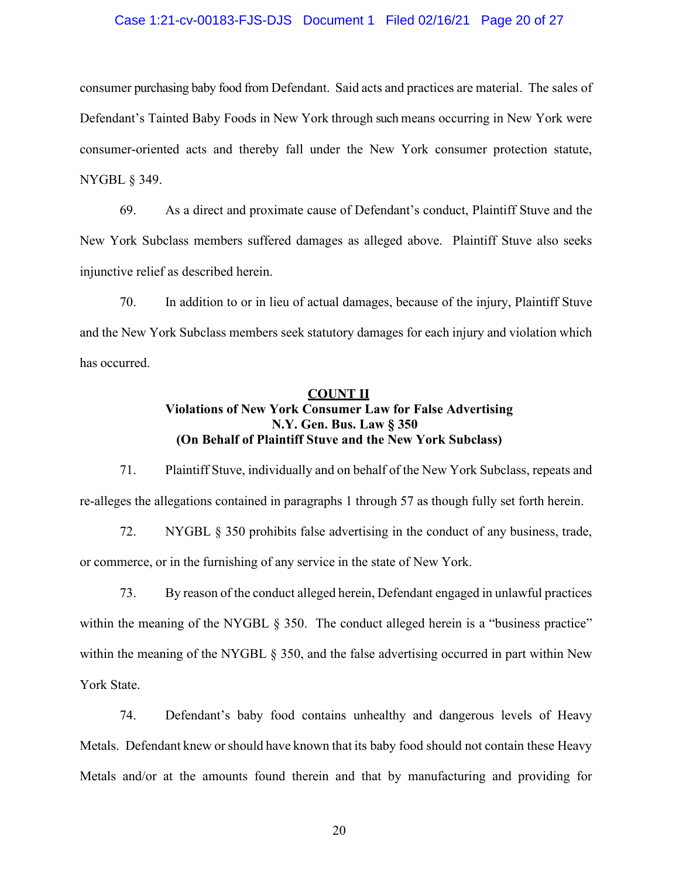consumer purchasing baby food from Defendant. Said acts and practices are material. The sales of Defendant's Tainted Baby Foods in New York through such means occurring in New York were consumer-oriented acts and thereby fall under the New York consumer protection statute, NYGBL § 349.

69. As a direct and proximate cause of Defendant's conduct, Plaintiff Stuve and the New York Subclass members suffered damages as alleged above. Plaintiff Stuve also seeks injunctive relief as described herein.

70. In addition to or in lieu of actual damages, because of the injury, Plaintiff Stuve and the New York Subclass members seek statutory damages for each injury and violation which has occurred.

## COUNT II
**Violations of New York Consumer Law for False Advertising**
**N.Y. Gen. Bus. Law § 350**
**(On Behalf of Plaintiff Stuve and the New York Subclass)**

71. Plaintiff Stuve, individually and on behalf of the New York Subclass, repeats and re-alleges the allegations contained in paragraphs 1 through 57 as though fully set forth herein.

72. NYGBL § 350 prohibits false advertising in the conduct of any business, trade, or commerce, or in the furnishing of any service in the state of New York.

73. By reason of the conduct alleged herein, Defendant engaged in unlawful practices within the meaning of the NYGBL § 350. The conduct alleged herein is a "business practice" within the meaning of the NYGBL § 350, and the false advertising occurred in part within New York State.

74. Defendant's baby food contains unhealthy and dangerous levels of Heavy Metals. Defendant knew or should have known that its baby food should not contain these Heavy Metals and/or at the amounts found therein and that by manufacturing and providing for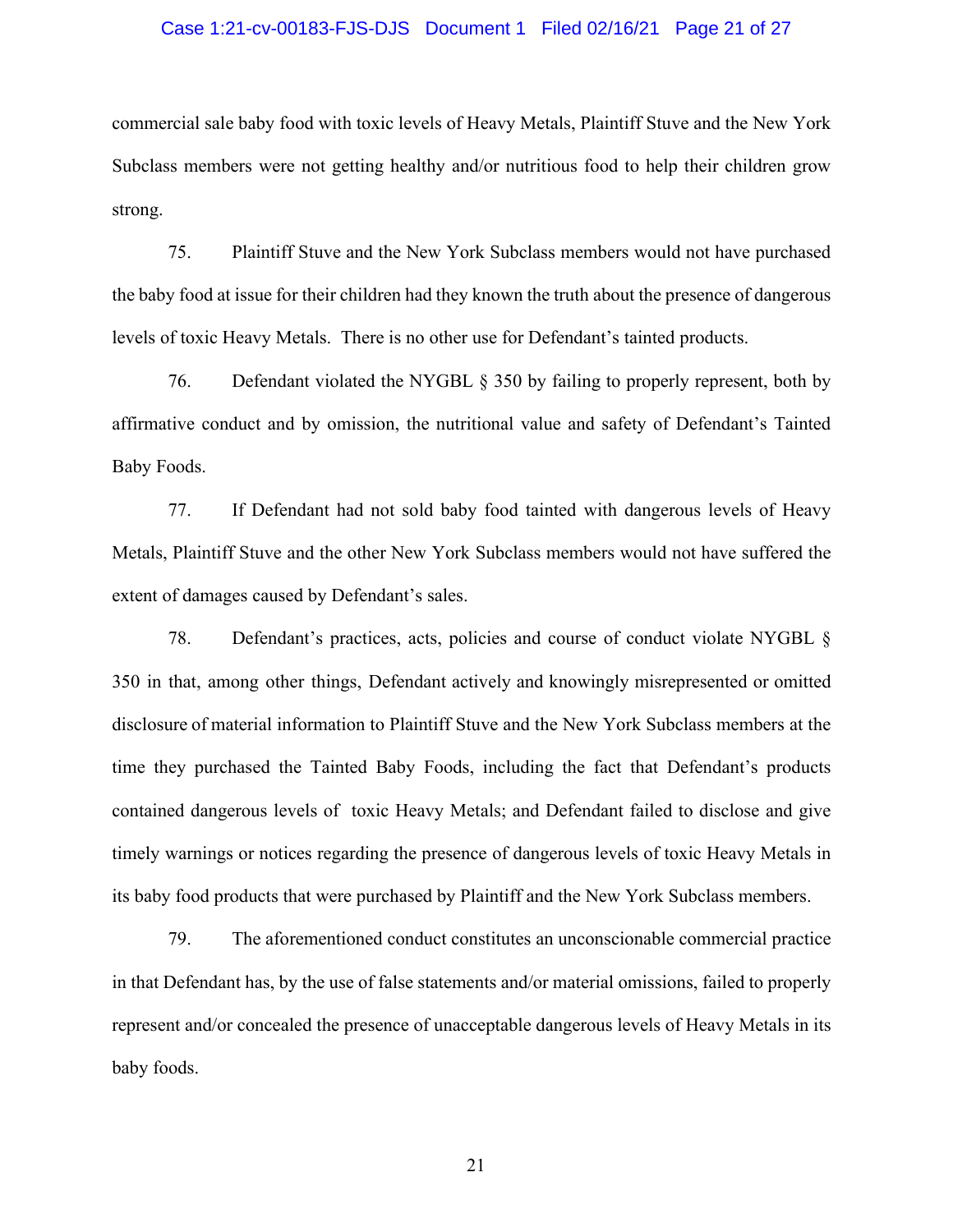commercial sale baby food with toxic levels of Heavy Metals, Plaintiff Stuve and the New York Subclass members were not getting healthy and/or nutritious food to help their children grow strong.

75. Plaintiff Stuve and the New York Subclass members would not have purchased the baby food at issue for their children had they known the truth about the presence of dangerous levels of toxic Heavy Metals. There is no other use for Defendant's tainted products.

76. Defendant violated the NYGBL § 350 by failing to properly represent, both by affirmative conduct and by omission, the nutritional value and safety of Defendant's Tainted Baby Foods.

77. If Defendant had not sold baby food tainted with dangerous levels of Heavy Metals, Plaintiff Stuve and the other New York Subclass members would not have suffered the extent of damages caused by Defendant's sales.

78. Defendant's practices, acts, policies and course of conduct violate NYGBL § 350 in that, among other things, Defendant actively and knowingly misrepresented or omitted disclosure of material information to Plaintiff Stuve and the New York Subclass members at the time they purchased the Tainted Baby Foods, including the fact that Defendant's products contained dangerous levels of toxic Heavy Metals; and Defendant failed to disclose and give timely warnings or notices regarding the presence of dangerous levels of toxic Heavy Metals in its baby food products that were purchased by Plaintiff and the New York Subclass members.

79. The aforementioned conduct constitutes an unconscionable commercial practice in that Defendant has, by the use of false statements and/or material omissions, failed to properly represent and/or concealed the presence of unacceptable dangerous levels of Heavy Metals in its baby foods.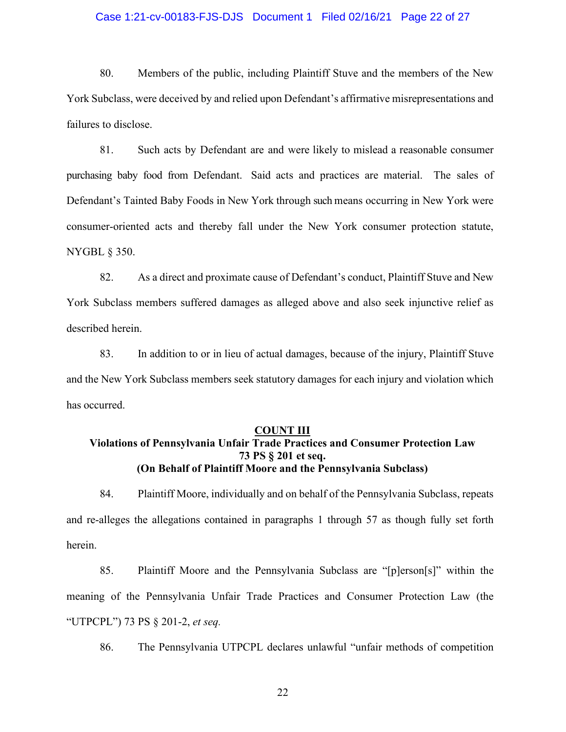80. Members of the public, including Plaintiff Stuve and the members of the New York Subclass, were deceived by and relied upon Defendant's affirmative misrepresentations and failures to disclose.

81. Such acts by Defendant are and were likely to mislead a reasonable consumer purchasing baby food from Defendant. Said acts and practices are material. The sales of Defendant's Tainted Baby Foods in New York through such means occurring in New York were consumer-oriented acts and thereby fall under the New York consumer protection statute, NYGBL § 350.

82. As a direct and proximate cause of Defendant's conduct, Plaintiff Stuve and New York Subclass members suffered damages as alleged above and also seek injunctive relief as described herein.

83. In addition to or in lieu of actual damages, because of the injury, Plaintiff Stuve and the New York Subclass members seek statutory damages for each injury and violation which has occurred.

**COUNT III**
**Violations of Pennsylvania Unfair Trade Practices and Consumer Protection Law**
**73 PS § 201 et seq.**
**(On Behalf of Plaintiff Moore and the Pennsylvania Subclass)**

84. Plaintiff Moore, individually and on behalf of the Pennsylvania Subclass, repeats and re-alleges the allegations contained in paragraphs 1 through 57 as though fully set forth herein.

85. Plaintiff Moore and the Pennsylvania Subclass are "[p]erson[s]" within the meaning of the Pennsylvania Unfair Trade Practices and Consumer Protection Law (the "UTPCPL") 73 PS § 201-2, *et seq.*

86. The Pennsylvania UTPCPL declares unlawful "unfair methods of competition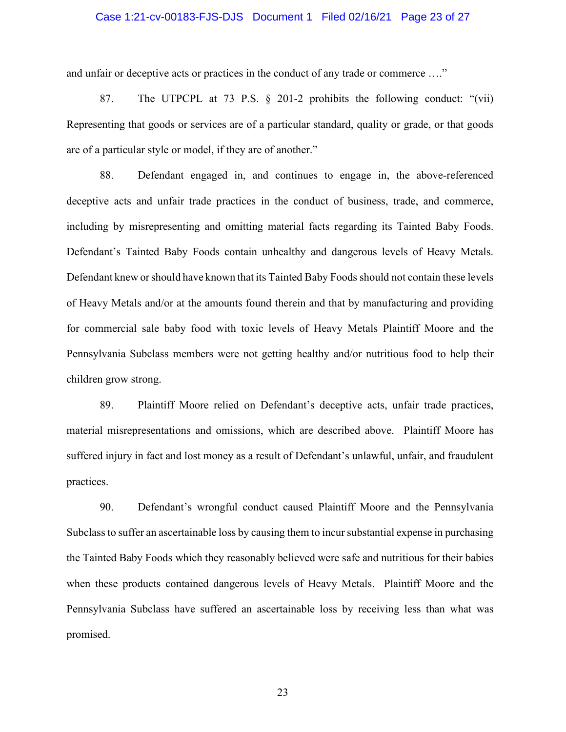and unfair or deceptive acts or practices in the conduct of any trade or commerce …."

87. The UTPCPL at 73 P.S. § 201-2 prohibits the following conduct: "(vii) Representing that goods or services are of a particular standard, quality or grade, or that goods are of a particular style or model, if they are of another."

88. Defendant engaged in, and continues to engage in, the above-referenced deceptive acts and unfair trade practices in the conduct of business, trade, and commerce, including by misrepresenting and omitting material facts regarding its Tainted Baby Foods. Defendant's Tainted Baby Foods contain unhealthy and dangerous levels of Heavy Metals. Defendant knew or should have known that its Tainted Baby Foods should not contain these levels of Heavy Metals and/or at the amounts found therein and that by manufacturing and providing for commercial sale baby food with toxic levels of Heavy Metals Plaintiff Moore and the Pennsylvania Subclass members were not getting healthy and/or nutritious food to help their children grow strong.

89. Plaintiff Moore relied on Defendant's deceptive acts, unfair trade practices, material misrepresentations and omissions, which are described above. Plaintiff Moore has suffered injury in fact and lost money as a result of Defendant's unlawful, unfair, and fraudulent practices.

90. Defendant's wrongful conduct caused Plaintiff Moore and the Pennsylvania Subclass to suffer an ascertainable loss by causing them to incur substantial expense in purchasing the Tainted Baby Foods which they reasonably believed were safe and nutritious for their babies when these products contained dangerous levels of Heavy Metals. Plaintiff Moore and the Pennsylvania Subclass have suffered an ascertainable loss by receiving less than what was promised.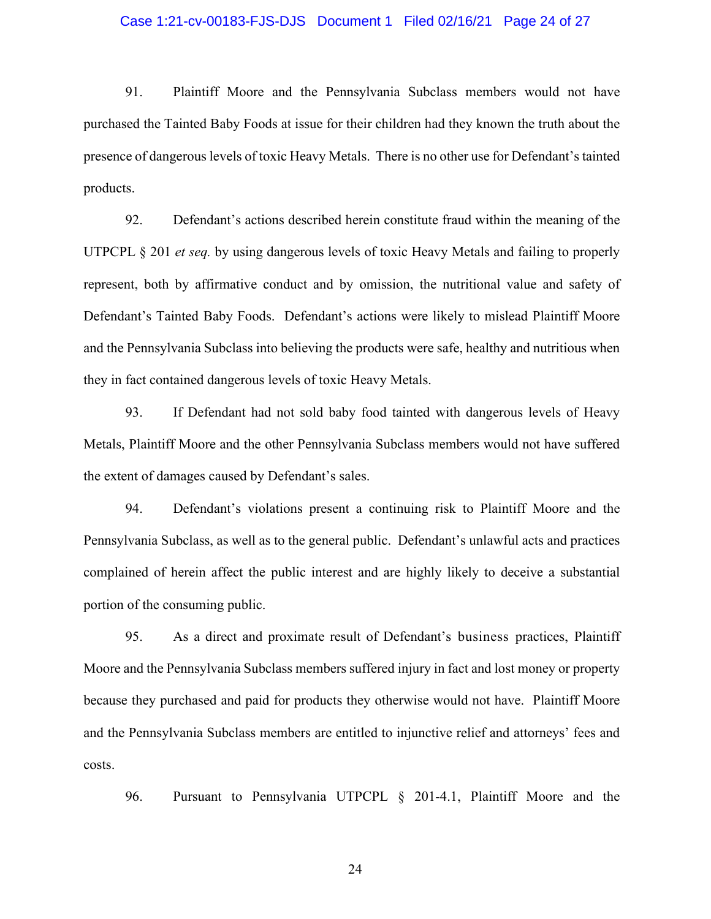91. Plaintiff Moore and the Pennsylvania Subclass members would not have purchased the Tainted Baby Foods at issue for their children had they known the truth about the presence of dangerous levels of toxic Heavy Metals. There is no other use for Defendant's tainted products.

92. Defendant's actions described herein constitute fraud within the meaning of the UTPCPL § 201 *et seq.* by using dangerous levels of toxic Heavy Metals and failing to properly represent, both by affirmative conduct and by omission, the nutritional value and safety of Defendant's Tainted Baby Foods. Defendant's actions were likely to mislead Plaintiff Moore and the Pennsylvania Subclass into believing the products were safe, healthy and nutritious when they in fact contained dangerous levels of toxic Heavy Metals.

93. If Defendant had not sold baby food tainted with dangerous levels of Heavy Metals, Plaintiff Moore and the other Pennsylvania Subclass members would not have suffered the extent of damages caused by Defendant's sales.

94. Defendant's violations present a continuing risk to Plaintiff Moore and the Pennsylvania Subclass, as well as to the general public. Defendant's unlawful acts and practices complained of herein affect the public interest and are highly likely to deceive a substantial portion of the consuming public.

95. As a direct and proximate result of Defendant's business practices, Plaintiff Moore and the Pennsylvania Subclass members suffered injury in fact and lost money or property because they purchased and paid for products they otherwise would not have. Plaintiff Moore and the Pennsylvania Subclass members are entitled to injunctive relief and attorneys' fees and costs.

96. Pursuant to Pennsylvania UTPCPL § 201-4.1, Plaintiff Moore and the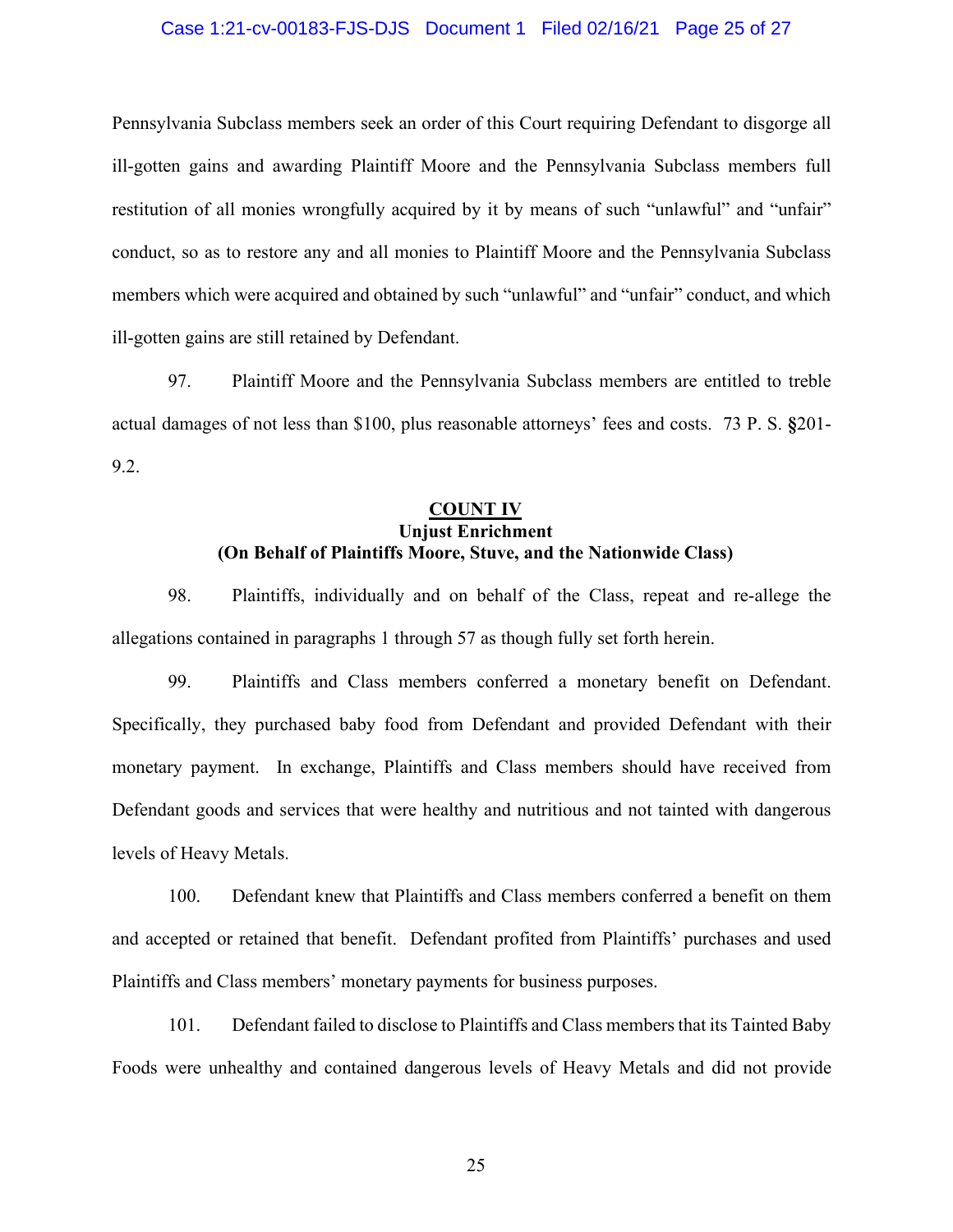Pennsylvania Subclass members seek an order of this Court requiring Defendant to disgorge all ill-gotten gains and awarding Plaintiff Moore and the Pennsylvania Subclass members full restitution of all monies wrongfully acquired by it by means of such "unlawful" and "unfair" conduct, so as to restore any and all monies to Plaintiff Moore and the Pennsylvania Subclass members which were acquired and obtained by such "unlawful" and "unfair" conduct, and which ill-gotten gains are still retained by Defendant.

97. Plaintiff Moore and the Pennsylvania Subclass members are entitled to treble actual damages of not less than $100, plus reasonable attorneys' fees and costs. 73 P. S. §201-9.2.

## COUNT IV
### Unjust Enrichment
### (On Behalf of Plaintiffs Moore, Stuve, and the Nationwide Class)

98. Plaintiffs, individually and on behalf of the Class, repeat and re-allege the allegations contained in paragraphs 1 through 57 as though fully set forth herein.

99. Plaintiffs and Class members conferred a monetary benefit on Defendant. Specifically, they purchased baby food from Defendant and provided Defendant with their monetary payment. In exchange, Plaintiffs and Class members should have received from Defendant goods and services that were healthy and nutritious and not tainted with dangerous levels of Heavy Metals.

100. Defendant knew that Plaintiffs and Class members conferred a benefit on them and accepted or retained that benefit. Defendant profited from Plaintiffs' purchases and used Plaintiffs and Class members' monetary payments for business purposes.

101. Defendant failed to disclose to Plaintiffs and Class members that its Tainted Baby Foods were unhealthy and contained dangerous levels of Heavy Metals and did not provide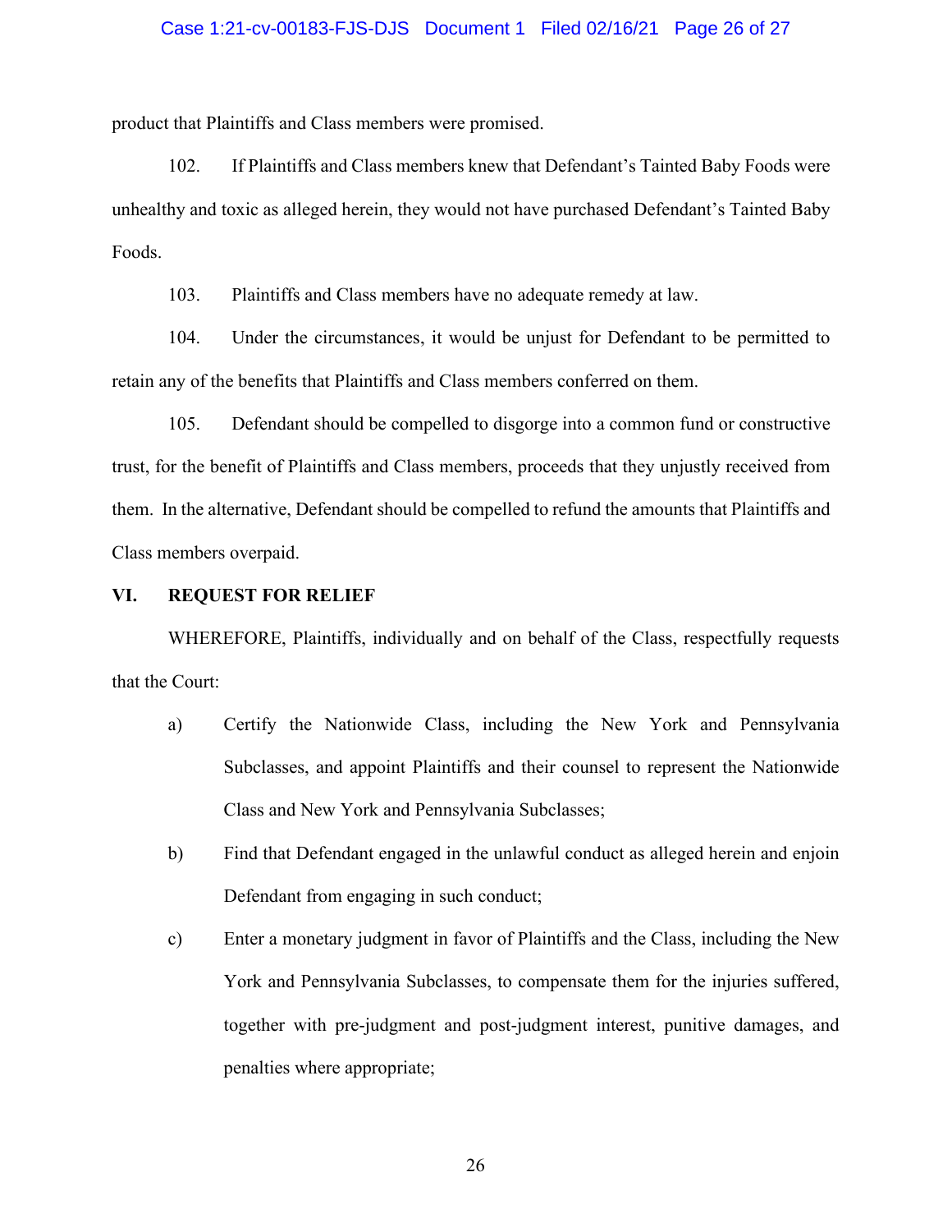product that Plaintiffs and Class members were promised.

102. If Plaintiffs and Class members knew that Defendant's Tainted Baby Foods were unhealthy and toxic as alleged herein, they would not have purchased Defendant's Tainted Baby Foods.

103. Plaintiffs and Class members have no adequate remedy at law.

104. Under the circumstances, it would be unjust for Defendant to be permitted to retain any of the benefits that Plaintiffs and Class members conferred on them.

105. Defendant should be compelled to disgorge into a common fund or constructive trust, for the benefit of Plaintiffs and Class members, proceeds that they unjustly received from them. In the alternative, Defendant should be compelled to refund the amounts that Plaintiffs and Class members overpaid.

## VI. REQUEST FOR RELIEF

WHEREFORE, Plaintiffs, individually and on behalf of the Class, respectfully requests that the Court:

a) Certify the Nationwide Class, including the New York and Pennsylvania Subclasses, and appoint Plaintiffs and their counsel to represent the Nationwide Class and New York and Pennsylvania Subclasses;

b) Find that Defendant engaged in the unlawful conduct as alleged herein and enjoin Defendant from engaging in such conduct;

c) Enter a monetary judgment in favor of Plaintiffs and the Class, including the New York and Pennsylvania Subclasses, to compensate them for the injuries suffered, together with pre-judgment and post-judgment interest, punitive damages, and penalties where appropriate;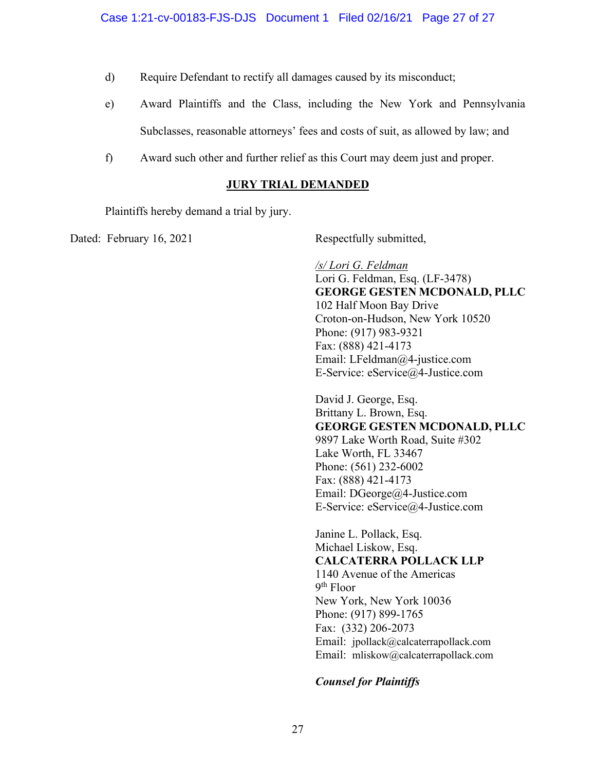d) Require Defendant to rectify all damages caused by its misconduct;

e) Award Plaintiffs and the Class, including the New York and Pennsylvania Subclasses, reasonable attorneys' fees and costs of suit, as allowed by law; and

f) Award such other and further relief as this Court may deem just and proper.

**JURY TRIAL DEMANDED**

Plaintiffs hereby demand a trial by jury.

Dated: February 16, 2021

Respectfully submitted,

*/s/ Lori G. Feldman*
Lori G. Feldman, Esq. (LF-3478)
**GEORGE GESTEN MCDONALD, PLLC**
102 Half Moon Bay Drive
Croton-on-Hudson, New York 10520
Phone: (917) 983-9321
Fax: (888) 421-4173
Email: LFeldman@4-justice.com
E-Service: eService@4-Justice.com

David J. George, Esq.
Brittany L. Brown, Esq.
**GEORGE GESTEN MCDONALD, PLLC**
9897 Lake Worth Road, Suite #302
Lake Worth, FL 33467
Phone: (561) 232-6002
Fax: (888) 421-4173
Email: DGeorge@4-Justice.com
E-Service: eService@4-Justice.com

Janine L. Pollack, Esq.
Michael Liskow, Esq.
**CALCATERRA POLLACK LLP**
1140 Avenue of the Americas
9th Floor
New York, New York 10036
Phone: (917) 899-1765
Fax: (332) 206-2073
Email: jpollack@calcaterrapollack.com
Email: mliskow@calcaterrapollack.com

***Counsel for Plaintiffs***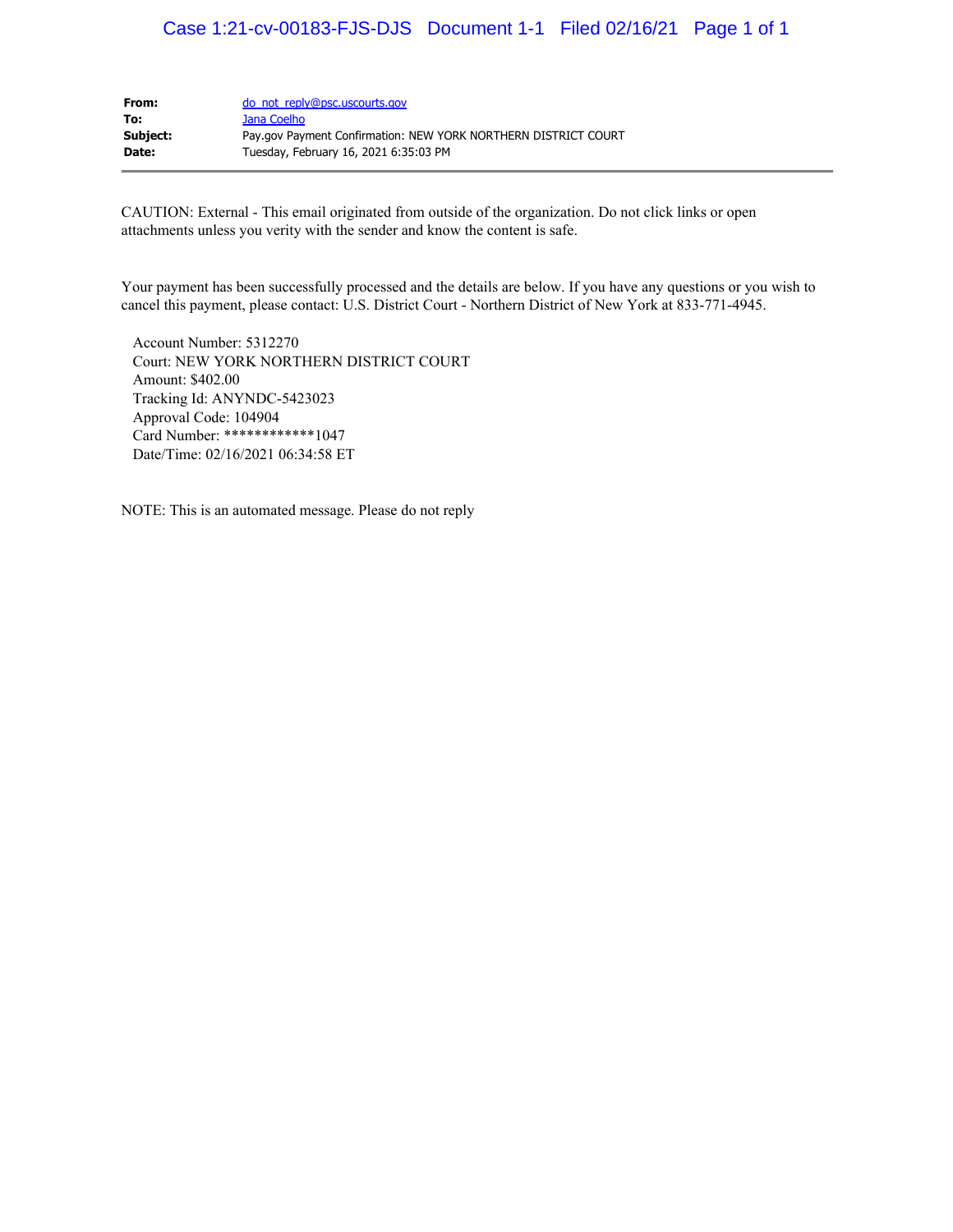| | |
|---|---|
| **From:** | do_not_reply@psc.uscourts.gov |
| **To:** | Jana Coelho |
| **Subject:** | Pay.gov Payment Confirmation: NEW YORK NORTHERN DISTRICT COURT |
| **Date:** | Tuesday, February 16, 2021 6:35:03 PM |

CAUTION: External - This email originated from outside of the organization. Do not click links or open attachments unless you verity with the sender and know the content is safe.

Your payment has been successfully processed and the details are below. If you have any questions or you wish to cancel this payment, please contact: U.S. District Court - Northern District of New York at 833-771-4945.

Account Number: 5312270
Court: NEW YORK NORTHERN DISTRICT COURT
Amount: $402.00
Tracking Id: ANYNDC-5423023
Approval Code: 104904
Card Number: ************1047
Date/Time: 02/16/2021 06:34:58 ET

NOTE: This is an automated message. Please do not reply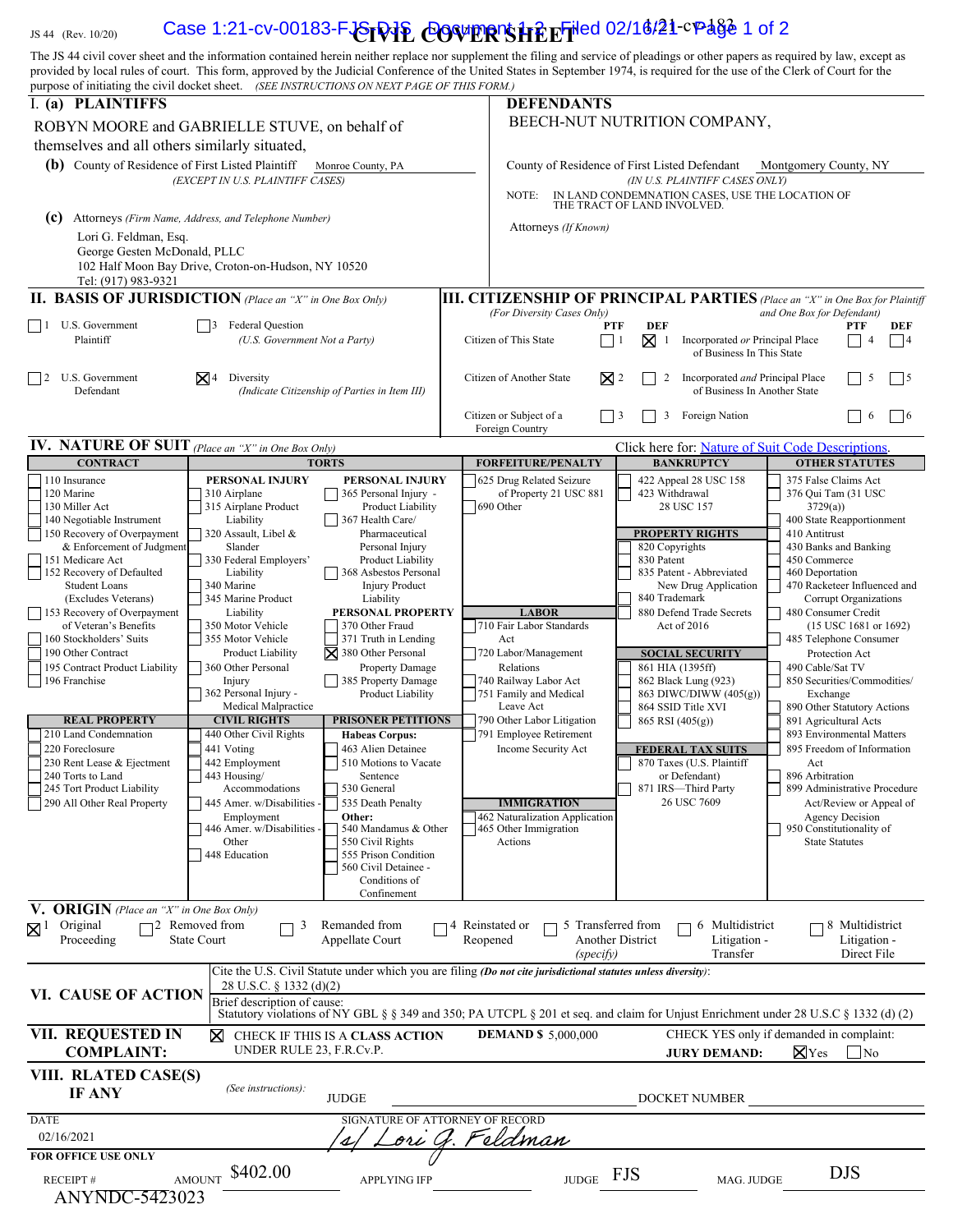JS 44 (Rev. 10/20)

# CIVIL COVER SHEET

1:21-cv-183

The JS 44 civil cover sheet and the information contained herein neither replace nor supplement the filing and service of pleadings or other papers as required by law, except as provided by local rules of court. This form, approved by the Judicial Conference of the United States in September 1974, is required for the use of the Clerk of Court for the purpose of initiating the civil docket sheet. *(SEE INSTRUCTIONS ON NEXT PAGE OF THIS FORM.)*

## I. (a) PLAINTIFFS

ROBYN MOORE and GABRIELLE STUVE, on behalf of themselves and all others similarly situated,

**(b)** County of Residence of First Listed Plaintiff: Monroe County, PA
*(EXCEPT IN U.S. PLAINTIFF CASES)*

**(c)** Attorneys *(Firm Name, Address, and Telephone Number)*

Lori G. Feldman, Esq.
George Gesten McDonald, PLLC
102 Half Moon Bay Drive, Croton-on-Hudson, NY 10520
Tel: (917) 983-9321

## DEFENDANTS

BEECH-NUT NUTRITION COMPANY,

County of Residence of First Listed Defendant: Montgomery County, NY
*(IN U.S. PLAINTIFF CASES ONLY)*

NOTE: IN LAND CONDEMNATION CASES, USE THE LOCATION OF THE TRACT OF LAND INVOLVED.

Attorneys *(If Known)*

## II. BASIS OF JURISDICTION *(Place an "X" in One Box Only)*

- ☐ 1 U.S. Government Plaintiff
- ☐ 3 Federal Question (U.S. Government Not a Party)
- ☐ 2 U.S. Government Defendant
- ☒ 4 Diversity (Indicate Citizenship of Parties in Item III)

## III. CITIZENSHIP OF PRINCIPAL PARTIES *(Place an "X" in One Box for Plaintiff and One Box for Defendant)* *(For Diversity Cases Only)*

| | PTF | DEF | | PTF | DEF |
|---|---|---|---|---|---|
| Citizen of This State | ☐ 1 | ☒ 1 | Incorporated *or* Principal Place of Business In This State | ☐ 4 | ☐ 4 |
| Citizen of Another State | ☒ 2 | ☐ 2 | Incorporated *and* Principal Place of Business In Another State | ☐ 5 | ☐ 5 |
| Citizen or Subject of a Foreign Country | ☐ 3 | ☐ 3 | Foreign Nation | ☐ 6 | ☐ 6 |

## IV. NATURE OF SUIT *(Place an "X" in One Box Only)*

Click here for: Nature of Suit Code Descriptions.

**CONTRACT**
- ☐ 110 Insurance
- ☐ 120 Marine
- ☐ 130 Miller Act
- ☐ 140 Negotiable Instrument
- ☐ 150 Recovery of Overpayment & Enforcement of Judgment
- ☐ 151 Medicare Act
- ☐ 152 Recovery of Defaulted Student Loans (Excludes Veterans)
- ☐ 153 Recovery of Overpayment of Veteran's Benefits
- ☐ 160 Stockholders' Suits
- ☐ 190 Other Contract
- ☐ 195 Contract Product Liability
- ☐ 196 Franchise

**REAL PROPERTY**
- ☐ 210 Land Condemnation
- ☐ 220 Foreclosure
- ☐ 230 Rent Lease & Ejectment
- ☐ 240 Torts to Land
- ☐ 245 Tort Product Liability
- ☐ 290 All Other Real Property

**TORTS**

PERSONAL INJURY
- ☐ 310 Airplane
- ☐ 315 Airplane Product Liability
- ☐ 320 Assault, Libel & Slander
- ☐ 330 Federal Employers' Liability
- ☐ 340 Marine
- ☐ 345 Marine Product Liability
- ☐ 350 Motor Vehicle
- ☐ 355 Motor Vehicle Product Liability
- ☐ 360 Other Personal Injury
- ☐ 362 Personal Injury - Medical Malpractice

PERSONAL INJURY
- ☐ 365 Personal Injury - Product Liability
- ☐ 367 Health Care/ Pharmaceutical Personal Injury Product Liability
- ☐ 368 Asbestos Personal Injury Product Liability

PERSONAL PROPERTY
- ☐ 370 Other Fraud
- ☐ 371 Truth in Lending
- ☒ 380 Other Personal Property Damage
- ☐ 385 Property Damage Product Liability

**CIVIL RIGHTS**
- ☐ 440 Other Civil Rights
- ☐ 441 Voting
- ☐ 442 Employment
- ☐ 443 Housing/ Accommodations
- ☐ 445 Amer. w/Disabilities - Employment
- ☐ 446 Amer. w/Disabilities - Other
- ☐ 448 Education

**PRISONER PETITIONS**

Habeas Corpus:
- ☐ 463 Alien Detainee
- ☐ 510 Motions to Vacate Sentence
- ☐ 530 General
- ☐ 535 Death Penalty

Other:
- ☐ 540 Mandamus & Other
- ☐ 550 Civil Rights
- ☐ 555 Prison Condition
- ☐ 560 Civil Detainee - Conditions of Confinement

**FORFEITURE/PENALTY**
- ☐ 625 Drug Related Seizure of Property 21 USC 881
- ☐ 690 Other

**LABOR**
- ☐ 710 Fair Labor Standards Act
- ☐ 720 Labor/Management Relations
- ☐ 740 Railway Labor Act
- ☐ 751 Family and Medical Leave Act
- ☐ 790 Other Labor Litigation
- ☐ 791 Employee Retirement Income Security Act

**IMMIGRATION**
- ☐ 462 Naturalization Application
- ☐ 465 Other Immigration Actions

**BANKRUPTCY**
- ☐ 422 Appeal 28 USC 158
- ☐ 423 Withdrawal 28 USC 157

**PROPERTY RIGHTS**
- ☐ 820 Copyrights
- ☐ 830 Patent
- ☐ 835 Patent - Abbreviated New Drug Application
- ☐ 840 Trademark
- ☐ 880 Defend Trade Secrets Act of 2016

**SOCIAL SECURITY**
- ☐ 861 HIA (1395ff)
- ☐ 862 Black Lung (923)
- ☐ 863 DIWC/DIWW (405(g))
- ☐ 864 SSID Title XVI
- ☐ 865 RSI (405(g))

**FEDERAL TAX SUITS**
- ☐ 870 Taxes (U.S. Plaintiff or Defendant)
- ☐ 871 IRS—Third Party 26 USC 7609

**OTHER STATUTES**
- ☐ 375 False Claims Act
- ☐ 376 Qui Tam (31 USC 3729(a))
- ☐ 400 State Reapportionment
- ☐ 410 Antitrust
- ☐ 430 Banks and Banking
- ☐ 450 Commerce
- ☐ 460 Deportation
- ☐ 470 Racketeer Influenced and Corrupt Organizations
- ☐ 480 Consumer Credit (15 USC 1681 or 1692)
- ☐ 485 Telephone Consumer Protection Act
- ☐ 490 Cable/Sat TV
- ☐ 850 Securities/Commodities/ Exchange
- ☐ 890 Other Statutory Actions
- ☐ 891 Agricultural Acts
- ☐ 893 Environmental Matters
- ☐ 895 Freedom of Information Act
- ☐ 896 Arbitration
- ☐ 899 Administrative Procedure Act/Review or Appeal of Agency Decision
- ☐ 950 Constitutionality of State Statutes

## V. ORIGIN *(Place an "X" in One Box Only)*

- ☒ 1 Original Proceeding
- ☐ 2 Removed from State Court
- ☐ 3 Remanded from Appellate Court
- ☐ 4 Reinstated or Reopened
- ☐ 5 Transferred from Another District *(specify)*
- ☐ 6 Multidistrict Litigation - Transfer
- ☐ 8 Multidistrict Litigation - Direct File

## VI. CAUSE OF ACTION

Cite the U.S. Civil Statute under which you are filing *(Do not cite jurisdictional statutes unless diversity)*:
28 U.S.C. § 1332 (d)(2)

Brief description of cause:
Statutory violations of NY GBL § § 349 and 350; PA UTPCL § 201 et seq. and claim for Unjust Enrichment under 28 U.S.C § 1332 (d) (2)

## VII. REQUESTED IN COMPLAINT:

☒ CHECK IF THIS IS A **CLASS ACTION** UNDER RULE 23, F.R.Cv.P.

**DEMAND $** 5,000,000

CHECK YES only if demanded in complaint:
**JURY DEMAND:** ☒ Yes ☐ No

## VIII. RLATED CASE(S) IF ANY

*(See instructions):* JUDGE ____________ DOCKET NUMBER ____________

DATE: 02/16/2021

SIGNATURE OF ATTORNEY OF RECORD: /s/ Lori G. Feldman

**FOR OFFICE USE ONLY**

RECEIPT # ANYNDC-5423023 AMOUNT $402.00 APPLYING IFP ________ JUDGE FJS MAG. JUDGE DJS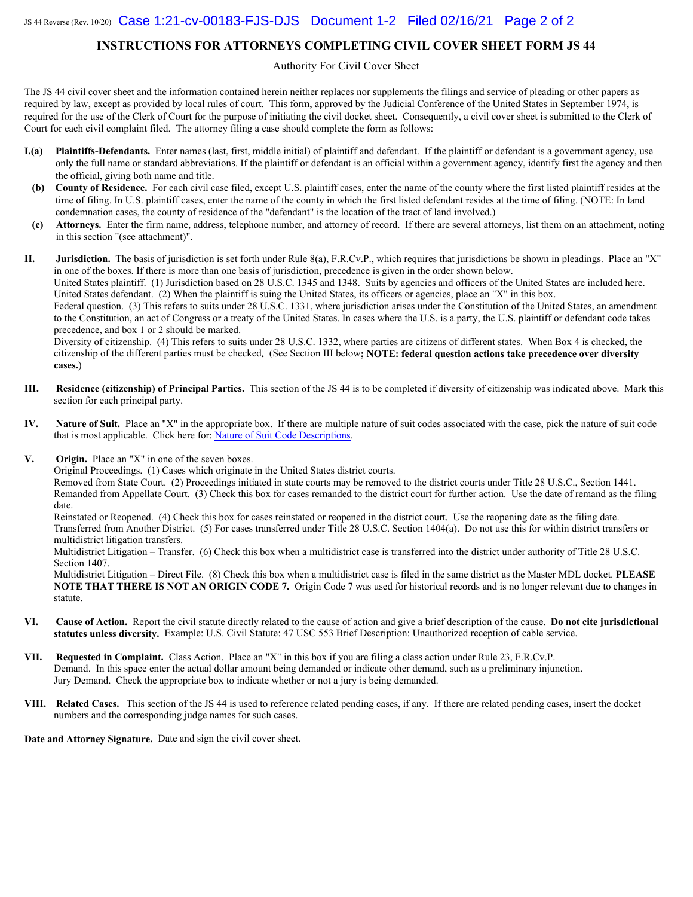# INSTRUCTIONS FOR ATTORNEYS COMPLETING CIVIL COVER SHEET FORM JS 44

Authority For Civil Cover Sheet

The JS 44 civil cover sheet and the information contained herein neither replaces nor supplements the filings and service of pleading or other papers as required by law, except as provided by local rules of court. This form, approved by the Judicial Conference of the United States in September 1974, is required for the use of the Clerk of Court for the purpose of initiating the civil docket sheet. Consequently, a civil cover sheet is submitted to the Clerk of Court for each civil complaint filed. The attorney filing a case should complete the form as follows:

**I.(a)** **Plaintiffs-Defendants.** Enter names (last, first, middle initial) of plaintiff and defendant. If the plaintiff or defendant is a government agency, use only the full name or standard abbreviations. If the plaintiff or defendant is an official within a government agency, identify first the agency and then the official, giving both name and title.

**(b)** **County of Residence.** For each civil case filed, except U.S. plaintiff cases, enter the name of the county where the first listed plaintiff resides at the time of filing. In U.S. plaintiff cases, enter the name of the county in which the first listed defendant resides at the time of filing. (NOTE: In land condemnation cases, the county of residence of the "defendant" is the location of the tract of land involved.)

**(c)** **Attorneys.** Enter the firm name, address, telephone number, and attorney of record. If there are several attorneys, list them on an attachment, noting in this section "(see attachment)".

**II.** **Jurisdiction.** The basis of jurisdiction is set forth under Rule 8(a), F.R.Cv.P., which requires that jurisdictions be shown in pleadings. Place an "X" in one of the boxes. If there is more than one basis of jurisdiction, precedence is given in the order shown below.
United States plaintiff. (1) Jurisdiction based on 28 U.S.C. 1345 and 1348. Suits by agencies and officers of the United States are included here.
United States defendant. (2) When the plaintiff is suing the United States, its officers or agencies, place an "X" in this box.
Federal question. (3) This refers to suits under 28 U.S.C. 1331, where jurisdiction arises under the Constitution of the United States, an amendment to the Constitution, an act of Congress or a treaty of the United States. In cases where the U.S. is a party, the U.S. plaintiff or defendant code takes precedence, and box 1 or 2 should be marked.
Diversity of citizenship. (4) This refers to suits under 28 U.S.C. 1332, where parties are citizens of different states. When Box 4 is checked, the citizenship of the different parties must be checked**.** (See Section III below**; NOTE: federal question actions take precedence over diversity cases.**)

**III.** **Residence (citizenship) of Principal Parties.** This section of the JS 44 is to be completed if diversity of citizenship was indicated above. Mark this section for each principal party.

**IV.** **Nature of Suit.** Place an "X" in the appropriate box. If there are multiple nature of suit codes associated with the case, pick the nature of suit code that is most applicable. Click here for: Nature of Suit Code Descriptions.

**V.** **Origin.** Place an "X" in one of the seven boxes.
Original Proceedings. (1) Cases which originate in the United States district courts.
Removed from State Court. (2) Proceedings initiated in state courts may be removed to the district courts under Title 28 U.S.C., Section 1441.
Remanded from Appellate Court. (3) Check this box for cases remanded to the district court for further action. Use the date of remand as the filing date.
Reinstated or Reopened. (4) Check this box for cases reinstated or reopened in the district court. Use the reopening date as the filing date.
Transferred from Another District. (5) For cases transferred under Title 28 U.S.C. Section 1404(a). Do not use this for within district transfers or multidistrict litigation transfers.
Multidistrict Litigation – Transfer. (6) Check this box when a multidistrict case is transferred into the district under authority of Title 28 U.S.C. Section 1407.
Multidistrict Litigation – Direct File. (8) Check this box when a multidistrict case is filed in the same district as the Master MDL docket. **PLEASE NOTE THAT THERE IS NOT AN ORIGIN CODE 7.** Origin Code 7 was used for historical records and is no longer relevant due to changes in statute.

**VI.** **Cause of Action.** Report the civil statute directly related to the cause of action and give a brief description of the cause. **Do not cite jurisdictional statutes unless diversity.** Example: U.S. Civil Statute: 47 USC 553 Brief Description: Unauthorized reception of cable service.

**VII.** **Requested in Complaint.** Class Action. Place an "X" in this box if you are filing a class action under Rule 23, F.R.Cv.P.
Demand. In this space enter the actual dollar amount being demanded or indicate other demand, such as a preliminary injunction.
Jury Demand. Check the appropriate box to indicate whether or not a jury is being demanded.

**VIII.** **Related Cases.** This section of the JS 44 is used to reference related pending cases, if any. If there are related pending cases, insert the docket numbers and the corresponding judge names for such cases.

**Date and Attorney Signature.** Date and sign the civil cover sheet.